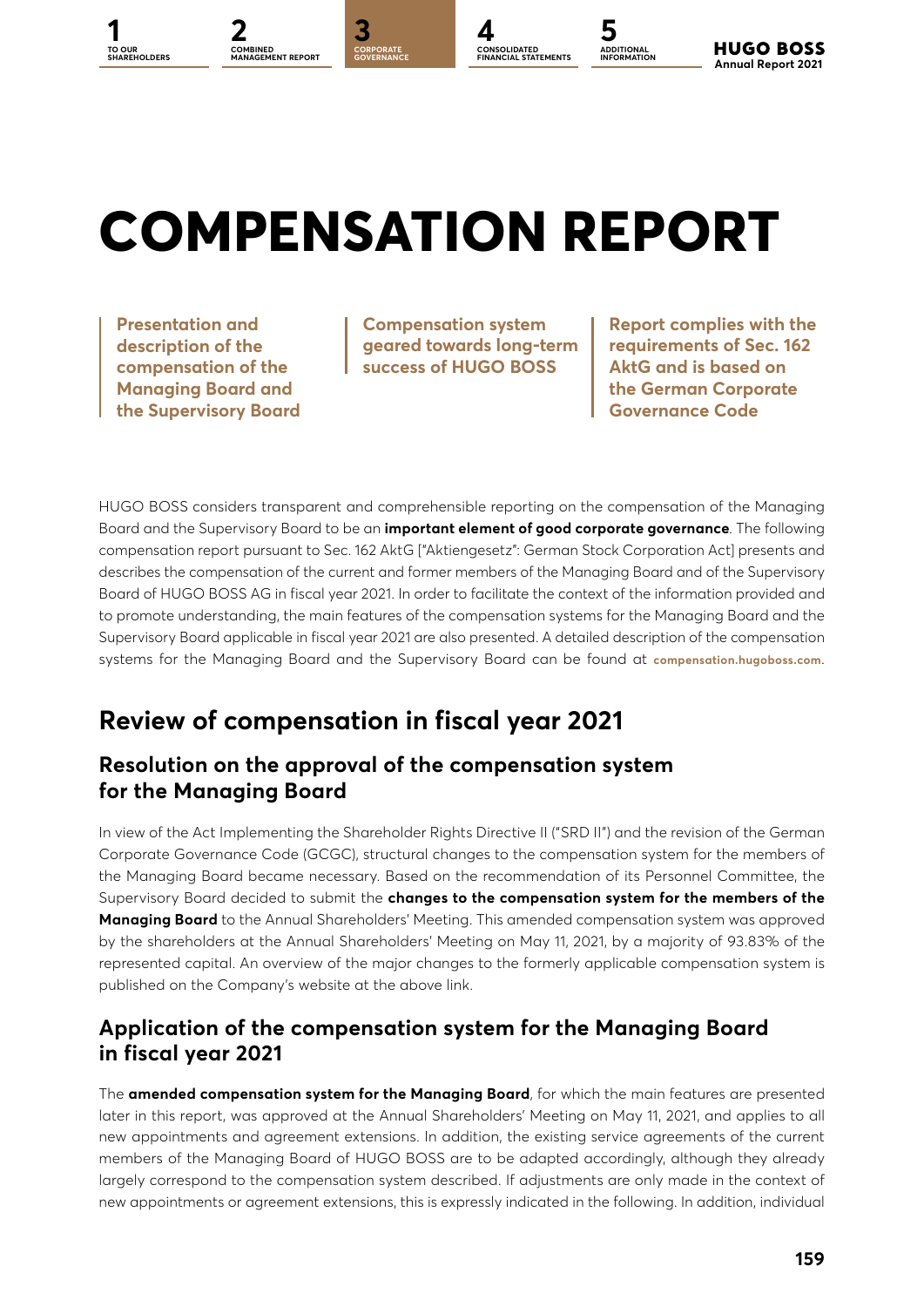# COMPENSATION REPORT

**Presentation and description of the compensation of the Managing Board and the Supervisory Board**

**Compensation system geared towards long-term success of HUGO BOSS**

**Report complies with the requirements of Sec. 162 AktG and is based on the German Corporate Governance Code**

HUGO BOSS considers transparent and comprehensible reporting on the compensation of the Managing Board and the Supervisory Board to be an **important element of good corporate governance**. The following compensation report pursuant to Sec. 162 AktG ["Aktiengesetz": German Stock Corporation Act] presents and describes the compensation of the current and former members of the Managing Board and of the Supervisory Board of HUGO BOSS AG in fiscal year 2021. In order to facilitate the context of the information provided and to promote understanding, the main features of the compensation systems for the Managing Board and the Supervisory Board applicable in fiscal year 2021 are also presented. A detailed description of the compensation systems for the Managing Board and the Supervisory Board can be found at **compensation.hugoboss.com**.

## Review of compensation in fiscal year 2021

### Resolution on the approval of the compensation system for the Managing Board

In view of the Act Implementing the Shareholder Rights Directive II ("SRD II") and the revision of the German Corporate Governance Code (GCGC), structural changes to the compensation system for the members of the Managing Board became necessary. Based on the recommendation of its Personnel Committee, the Supervisory Board decided to submit the **changes to the compensation system for the members of the Managing Board** to the Annual Shareholders' Meeting. This amended compensation system was approved by the shareholders at the Annual Shareholders' Meeting on May 11, 2021, by a majority of 93.83% of the represented capital. An overview of the major changes to the formerly applicable compensation system is published on the Company's website at the above link.

### Application of the compensation system for the Managing Board in fiscal year 2021

The **amended compensation system for the Managing Board**, for which the main features are presented later in this report, was approved at the Annual Shareholders' Meeting on May 11, 2021, and applies to all new appointments and agreement extensions. In addition, the existing service agreements of the current members of the Managing Board of HUGO BOSS are to be adapted accordingly, although they already largely correspond to the compensation system described. If adjustments are only made in the context of new appointments or agreement extensions, this is expressly indicated in the following. In addition, individual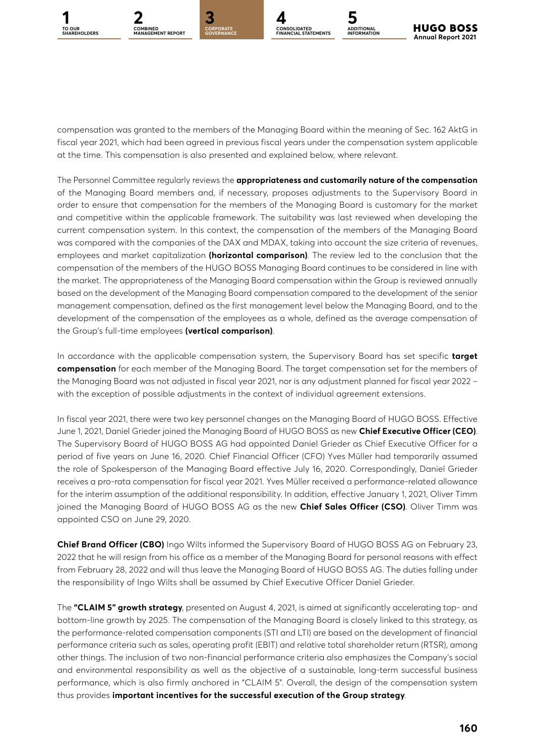compensation was granted to the members of the Managing Board within the meaning of Sec. 162 AktG in fiscal year 2021, which had been agreed in previous fiscal years under the compensation system applicable at the time. This compensation is also presented and explained below, where relevant.

The Personnel Committee regularly reviews the **appropriateness and customarily nature of the compensation** of the Managing Board members and, if necessary, proposes adjustments to the Supervisory Board in order to ensure that compensation for the members of the Managing Board is customary for the market and competitive within the applicable framework. The suitability was last reviewed when developing the current compensation system. In this context, the compensation of the members of the Managing Board was compared with the companies of the DAX and MDAX, taking into account the size criteria of revenues, employees and market capitalization **(horizontal comparison)**. The review led to the conclusion that the compensation of the members of the HUGO BOSS Managing Board continues to be considered in line with the market. The appropriateness of the Managing Board compensation within the Group is reviewed annually based on the development of the Managing Board compensation compared to the development of the senior management compensation, defined as the first management level below the Managing Board, and to the development of the compensation of the employees as a whole, defined as the average compensation of the Group's full-time employees **(vertical comparison)**.

In accordance with the applicable compensation system, the Supervisory Board has set specific **target compensation** for each member of the Managing Board. The target compensation set for the members of the Managing Board was not adjusted in fiscal year 2021, nor is any adjustment planned for fiscal year 2022 – with the exception of possible adjustments in the context of individual agreement extensions.

In fiscal year 2021, there were two key personnel changes on the Managing Board of HUGO BOSS. Effective June 1, 2021, Daniel Grieder joined the Managing Board of HUGO BOSS as new **Chief Executive Officer (CEO)**. The Supervisory Board of HUGO BOSS AG had appointed Daniel Grieder as Chief Executive Officer for a period of five years on June 16, 2020. Chief Financial Officer (CFO) Yves Müller had temporarily assumed the role of Spokesperson of the Managing Board effective July 16, 2020. Correspondingly, Daniel Grieder receives a pro-rata compensation for fiscal year 2021. Yves Müller received a performance-related allowance for the interim assumption of the additional responsibility. In addition, effective January 1, 2021, Oliver Timm joined the Managing Board of HUGO BOSS AG as the new **Chief Sales Officer (CSO)**. Oliver Timm was appointed CSO on June 29, 2020.

**Chief Brand Officer (CBO)** Ingo Wilts informed the Supervisory Board of HUGO BOSS AG on February 23, 2022 that he will resign from his office as a member of the Managing Board for personal reasons with effect from February 28, 2022 and will thus leave the Managing Board of HUGO BOSS AG. The duties falling under the responsibility of Ingo Wilts shall be assumed by Chief Executive Officer Daniel Grieder.

The **"CLAIM 5" growth strategy**, presented on August 4, 2021, is aimed at significantly accelerating top- and bottom-line growth by 2025. The compensation of the Managing Board is closely linked to this strategy, as the performance-related compensation components (STI and LTI) are based on the development of financial performance criteria such as sales, operating profit (EBIT) and relative total shareholder return (RTSR), among other things. The inclusion of two non-financial performance criteria also emphasizes the Company's social and environmental responsibility as well as the objective of a sustainable, long-term successful business performance, which is also firmly anchored in "CLAIM 5". Overall, the design of the compensation system thus provides **important incentives for the successful execution of the Group strategy**.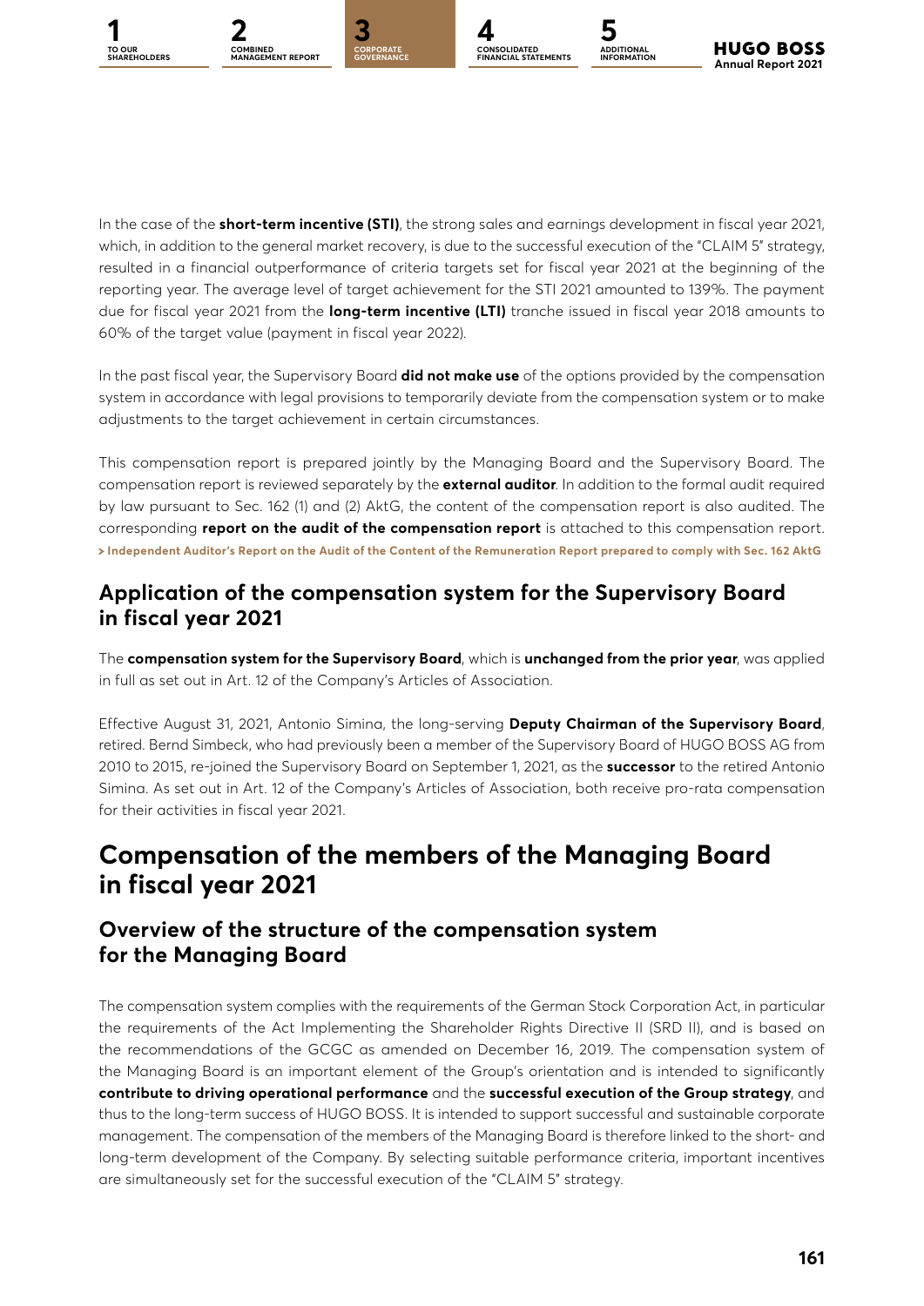In the case of the **short-term incentive (STI)**, the strong sales and earnings development in fiscal year 2021, which, in addition to the general market recovery, is due to the successful execution of the "CLAIM 5" strategy, resulted in a financial outperformance of criteria targets set for fiscal year 2021 at the beginning of the reporting year. The average level of target achievement for the STI 2021 amounted to 139%. The payment due for fiscal year 2021 from the **long-term incentive (LTI)** tranche issued in fiscal year 2018 amounts to 60% of the target value (payment in fiscal year 2022).

In the past fiscal year, the Supervisory Board **did not make use** of the options provided by the compensation system in accordance with legal provisions to temporarily deviate from the compensation system or to make adjustments to the target achievement in certain circumstances.

This compensation report is prepared jointly by the Managing Board and the Supervisory Board. The compensation report is reviewed separately by the **external auditor**. In addition to the formal audit required by law pursuant to Sec. 162 (1) and (2) AktG, the content of the compensation report is also audited. The corresponding **report on the audit of the compensation report** is attached to this compensation report. **> Independent Auditor's Report on the Audit of the Content of the Remuneration Report prepared to comply with Sec. 162 AktG**

## Application of the compensation system for the Supervisory Board in fiscal year 2021

The **compensation system for the Supervisory Board**, which is **unchanged from the prior year**, was applied in full as set out in Art. 12 of the Company's Articles of Association.

Effective August 31, 2021, Antonio Simina, the long-serving **Deputy Chairman of the Supervisory Board**, retired. Bernd Simbeck, who had previously been a member of the Supervisory Board of HUGO BOSS AG from 2010 to 2015, re-joined the Supervisory Board on September 1, 2021, as the **successor** to the retired Antonio Simina. As set out in Art. 12 of the Company's Articles of Association, both receive pro-rata compensation for their activities in fiscal year 2021.

# Compensation of the members of the Managing Board in fiscal year 2021

## Overview of the structure of the compensation system for the Managing Board

The compensation system complies with the requirements of the German Stock Corporation Act, in particular the requirements of the Act Implementing the Shareholder Rights Directive II (SRD II), and is based on the recommendations of the GCGC as amended on December 16, 2019. The compensation system of the Managing Board is an important element of the Group's orientation and is intended to significantly **contribute to driving operational performance** and the **successful execution of the Group strategy**, and thus to the long-term success of HUGO BOSS. It is intended to support successful and sustainable corporate management. The compensation of the members of the Managing Board is therefore linked to the short- and long-term development of the Company. By selecting suitable performance criteria, important incentives are simultaneously set for the successful execution of the "CLAIM 5" strategy.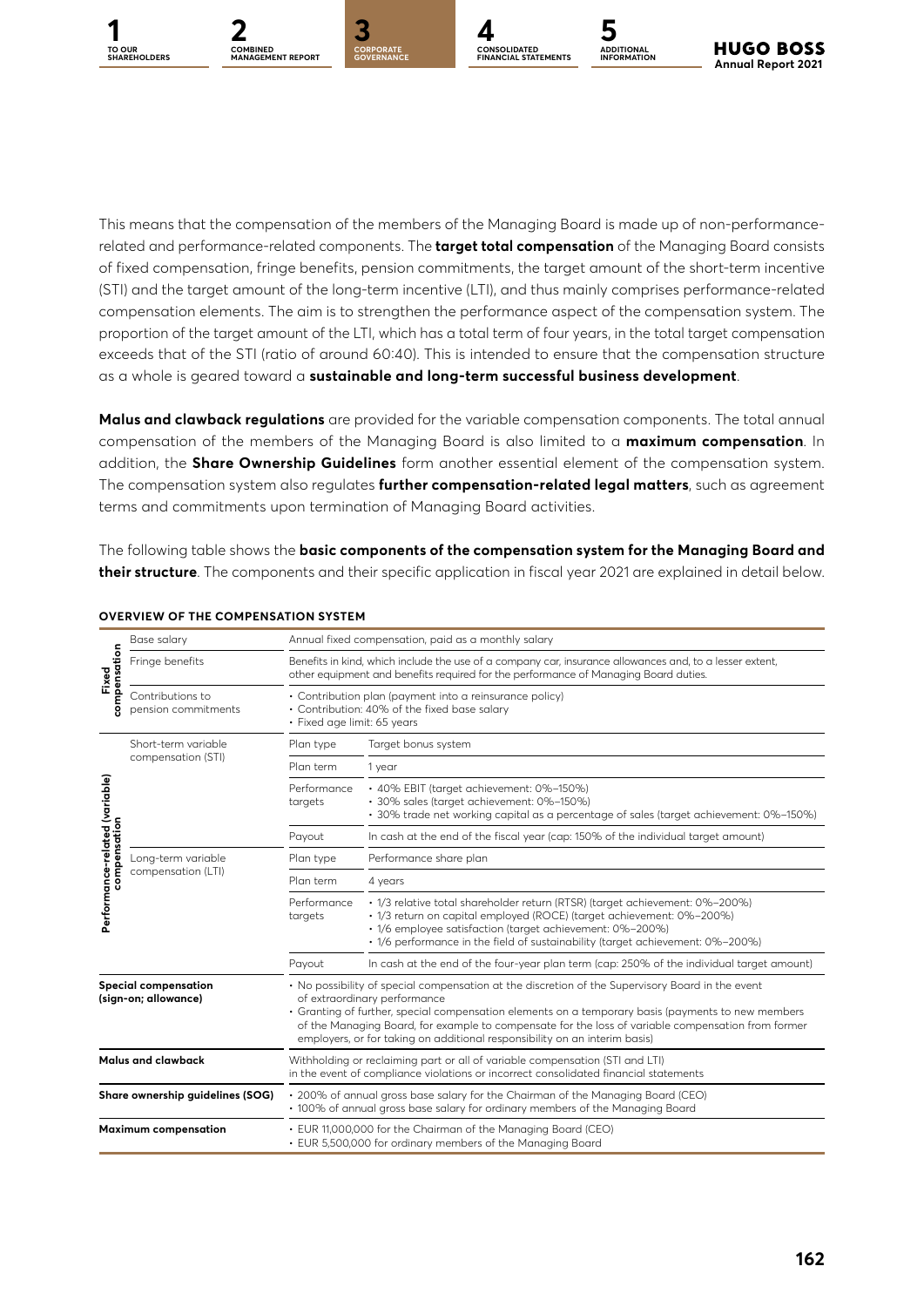This means that the compensation of the members of the Managing Board is made up of non-performance-related and performance-related components. The **target total compensation** of the Managing Board consists of fixed compensation, fringe benefits, pension commitments, the target amount of the short-term incentive (STI) and the target amount of the long-term incentive (LTI), and thus mainly comprises performance-related compensation elements. The aim is to strengthen the performance aspect of the compensation system. The proportion of the target amount of the LTI, which has a total term of four years, in the total target compensation exceeds that of the STI (ratio of around 60:40). This is intended to ensure that the compensation structure as a whole is geared toward a **sustainable and long-term successful business development**.

**Malus and clawback regulations** are provided for the variable compensation components. The total annual compensation of the members of the Managing Board is also limited to a **maximum compensation**. In addition, the **Share Ownership Guidelines** form another essential element of the compensation system. The compensation system also regulates **further compensation-related legal matters**, such as agreement terms and commitments upon termination of Managing Board activities.

The following table shows the **basic components of the compensation system for the Managing Board and their structure**. The components and their specific application in fiscal year 2021 are explained in detail below.

**OVERVIEW OF THE COMPENSATION SYSTEM**

| | | | |
|---|---|---|---|
| Fixed compensation | Base salary | Annual fixed compensation, paid as a monthly salary | |
| | Fringe benefits | Benefits in kind, which include the use of a company car, insurance allowances and, to a lesser extent, other equipment and benefits required for the performance of Managing Board duties. | |
| | Contributions to pension commitments | • Contribution plan (payment into a reinsurance policy)<br>• Contribution: 40% of the fixed base salary<br>• Fixed age limit: 65 years | |
| Performance-related (variable) compensation | Short-term variable compensation (STI) | Plan type | Target bonus system |
| | | Plan term | 1 year |
| | | Performance targets | • 40% EBIT (target achievement: 0%–150%)<br>• 30% sales (target achievement: 0%–150%)<br>• 30% trade net working capital as a percentage of sales (target achievement: 0%–150%) |
| | | Payout | In cash at the end of the fiscal year (cap: 150% of the individual target amount) |
| | Long-term variable compensation (LTI) | Plan type | Performance share plan |
| | | Plan term | 4 years |
| | | Performance targets | • 1/3 relative total shareholder return (RTSR) (target achievement: 0%–200%)<br>• 1/3 return on capital employed (ROCE) (target achievement: 0%–200%)<br>• 1/6 employee satisfaction (target achievement: 0%–200%)<br>• 1/6 performance in the field of sustainability (target achievement: 0%–200%) |
| | | Payout | In cash at the end of the four-year plan term (cap: 250% of the individual target amount) |
| **Special compensation (sign-on; allowance)** | | • No possibility of special compensation at the discretion of the Supervisory Board in the event of extraordinary performance<br>• Granting of further, special compensation elements on a temporary basis (payments to new members of the Managing Board, for example to compensate for the loss of variable compensation from former employers, or for taking on additional responsibility on an interim basis) | |
| **Malus and clawback** | | Withholding or reclaiming part or all of variable compensation (STI and LTI) in the event of compliance violations or incorrect consolidated financial statements | |
| **Share ownership guidelines (SOG)** | | • 200% of annual gross base salary for the Chairman of the Managing Board (CEO)<br>• 100% of annual gross base salary for ordinary members of the Managing Board | |
| **Maximum compensation** | | • EUR 11,000,000 for the Chairman of the Managing Board (CEO)<br>• EUR 5,500,000 for ordinary members of the Managing Board | |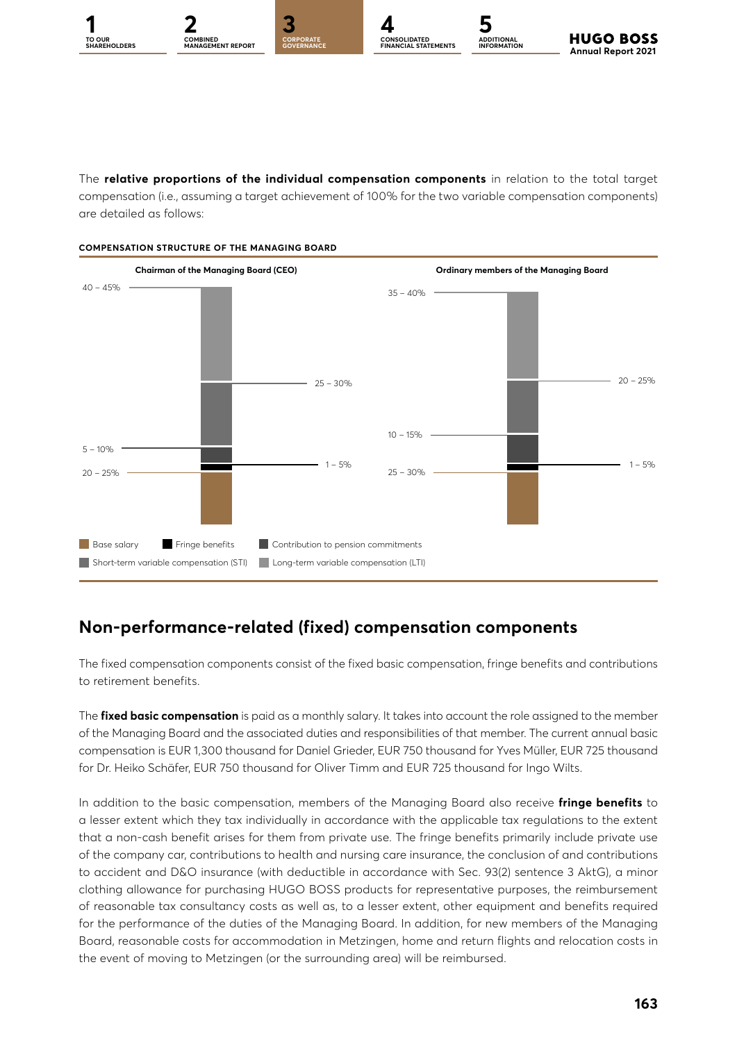The **relative proportions of the individual compensation components** in relation to the total target compensation (i.e., assuming a target achievement of 100% for the two variable compensation components) are detailed as follows:

**COMPENSATION STRUCTURE OF THE MANAGING BOARD**

| Component | Chairman of the Managing Board (CEO) | Ordinary members of the Managing Board |
|---|---|---|
| Base salary | 20 – 25% | 25 – 30% |
| Fringe benefits | 1 – 5% | 1 – 5% |
| Contribution to pension commitments | 5 – 10% | 10 – 15% |
| Short-term variable compensation (STI) | 25 – 30% | 20 – 25% |
| Long-term variable compensation (LTI) | 40 – 45% | 35 – 40% |

## Non-performance-related (fixed) compensation components

The fixed compensation components consist of the fixed basic compensation, fringe benefits and contributions to retirement benefits.

The **fixed basic compensation** is paid as a monthly salary. It takes into account the role assigned to the member of the Managing Board and the associated duties and responsibilities of that member. The current annual basic compensation is EUR 1,300 thousand for Daniel Grieder, EUR 750 thousand for Yves Müller, EUR 725 thousand for Dr. Heiko Schäfer, EUR 750 thousand for Oliver Timm and EUR 725 thousand for Ingo Wilts.

In addition to the basic compensation, members of the Managing Board also receive **fringe benefits** to a lesser extent which they tax individually in accordance with the applicable tax regulations to the extent that a non-cash benefit arises for them from private use. The fringe benefits primarily include private use of the company car, contributions to health and nursing care insurance, the conclusion of and contributions to accident and D&O insurance (with deductible in accordance with Sec. 93(2) sentence 3 AktG), a minor clothing allowance for purchasing HUGO BOSS products for representative purposes, the reimbursement of reasonable tax consultancy costs as well as, to a lesser extent, other equipment and benefits required for the performance of the duties of the Managing Board. In addition, for new members of the Managing Board, reasonable costs for accommodation in Metzingen, home and return flights and relocation costs in the event of moving to Metzingen (or the surrounding area) will be reimbursed.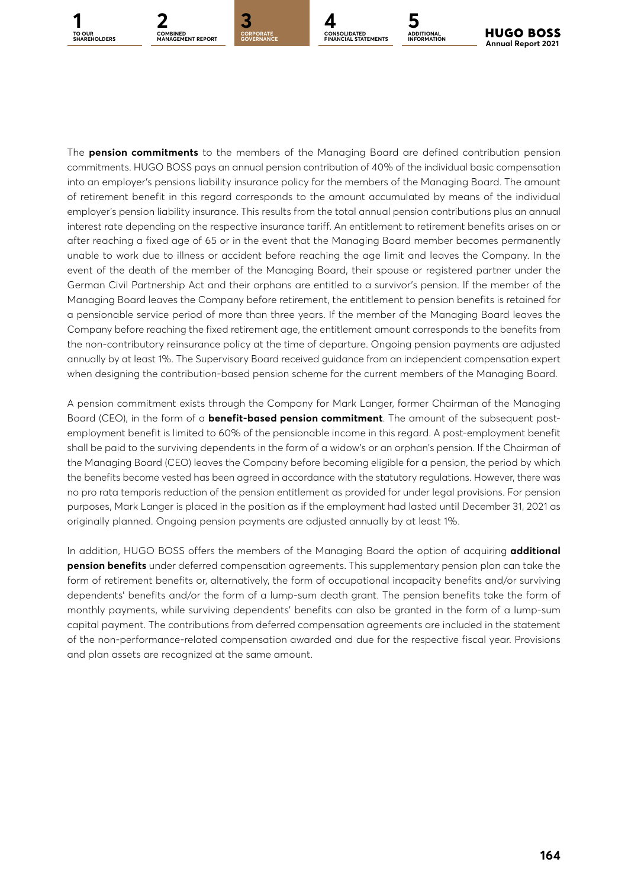The **pension commitments** to the members of the Managing Board are defined contribution pension commitments. HUGO BOSS pays an annual pension contribution of 40% of the individual basic compensation into an employer's pensions liability insurance policy for the members of the Managing Board. The amount of retirement benefit in this regard corresponds to the amount accumulated by means of the individual employer's pension liability insurance. This results from the total annual pension contributions plus an annual interest rate depending on the respective insurance tariff. An entitlement to retirement benefits arises on or after reaching a fixed age of 65 or in the event that the Managing Board member becomes permanently unable to work due to illness or accident before reaching the age limit and leaves the Company. In the event of the death of the member of the Managing Board, their spouse or registered partner under the German Civil Partnership Act and their orphans are entitled to a survivor's pension. If the member of the Managing Board leaves the Company before retirement, the entitlement to pension benefits is retained for a pensionable service period of more than three years. If the member of the Managing Board leaves the Company before reaching the fixed retirement age, the entitlement amount corresponds to the benefits from the non-contributory reinsurance policy at the time of departure. Ongoing pension payments are adjusted annually by at least 1%. The Supervisory Board received guidance from an independent compensation expert when designing the contribution-based pension scheme for the current members of the Managing Board.

A pension commitment exists through the Company for Mark Langer, former Chairman of the Managing Board (CEO), in the form of a **benefit-based pension commitment**. The amount of the subsequent post-employment benefit is limited to 60% of the pensionable income in this regard. A post-employment benefit shall be paid to the surviving dependents in the form of a widow's or an orphan's pension. If the Chairman of the Managing Board (CEO) leaves the Company before becoming eligible for a pension, the period by which the benefits become vested has been agreed in accordance with the statutory regulations. However, there was no pro rata temporis reduction of the pension entitlement as provided for under legal provisions. For pension purposes, Mark Langer is placed in the position as if the employment had lasted until December 31, 2021 as originally planned. Ongoing pension payments are adjusted annually by at least 1%.

In addition, HUGO BOSS offers the members of the Managing Board the option of acquiring **additional pension benefits** under deferred compensation agreements. This supplementary pension plan can take the form of retirement benefits or, alternatively, the form of occupational incapacity benefits and/or surviving dependents' benefits and/or the form of a lump-sum death grant. The pension benefits take the form of monthly payments, while surviving dependents' benefits can also be granted in the form of a lump-sum capital payment. The contributions from deferred compensation agreements are included in the statement of the non-performance-related compensation awarded and due for the respective fiscal year. Provisions and plan assets are recognized at the same amount.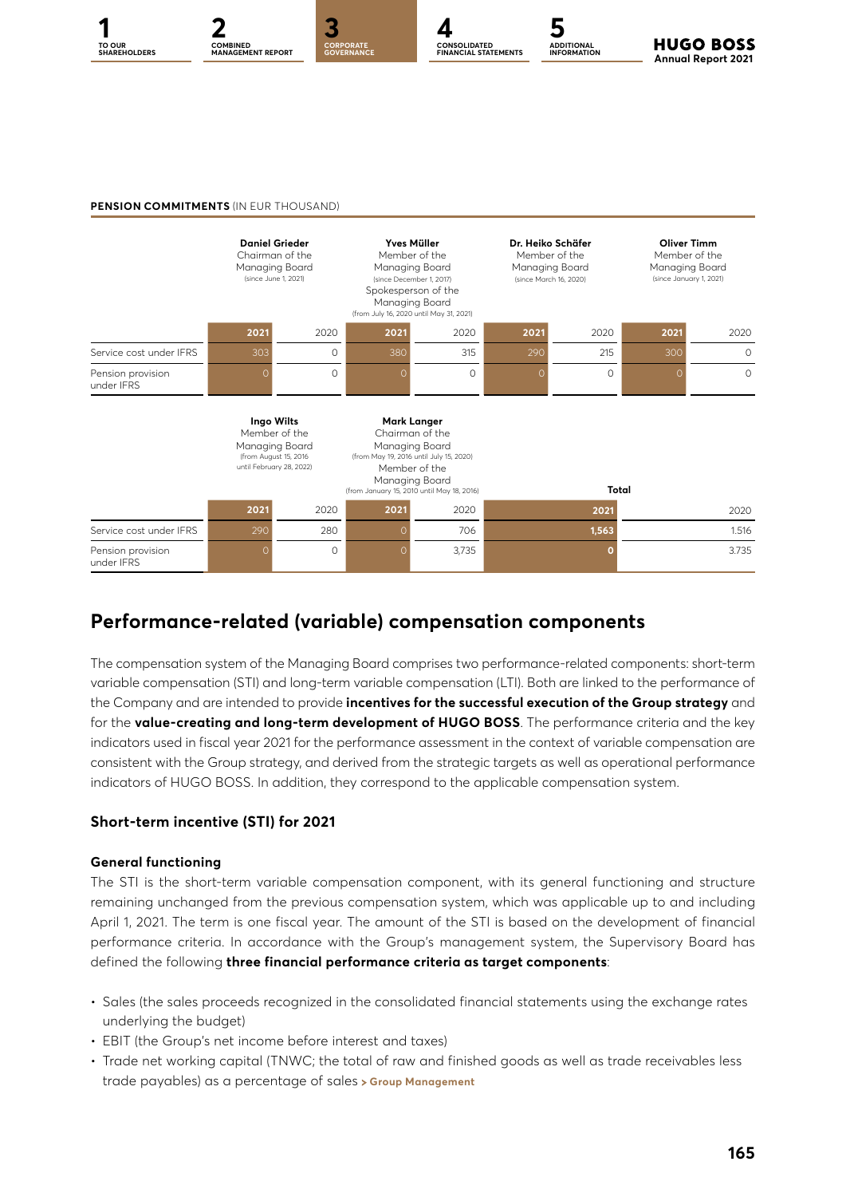**PENSION COMMITMENTS** (IN EUR THOUSAND)

| | Daniel Grieder Chairman of the Managing Board (since June 1, 2021) | | Yves Müller Member of the Managing Board (since December 1, 2017) Spokesperson of the Managing Board (from July 16, 2020 until May 31, 2021) | | Dr. Heiko Schäfer Member of the Managing Board (since March 16, 2020) | | Oliver Timm Member of the Managing Board (since January 1, 2021) | |
|---|---|---|---|---|---|---|---|---|
| | **2021** | 2020 | **2021** | 2020 | **2021** | 2020 | **2021** | 2020 |
| Service cost under IFRS | 303 | 0 | 380 | 315 | 290 | 215 | 300 | 0 |
| Pension provision under IFRS | 0 | 0 | 0 | 0 | 0 | 0 | 0 | 0 |

| | Ingo Wilts Member of the Managing Board (from August 15, 2016 until February 28, 2022) | | Mark Langer Chairman of the Managing Board (from May 19, 2016 until July 15, 2020) Member of the Managing Board (from January 15, 2010 until May 18, 2016) | | Total | |
|---|---|---|---|---|---|---|
| | **2021** | 2020 | **2021** | 2020 | **2021** | 2020 |
| Service cost under IFRS | 290 | 280 | 0 | 706 | **1,563** | 1.516 |
| Pension provision under IFRS | 0 | 0 | 0 | 3,735 | **0** | 3.735 |

## Performance-related (variable) compensation components

The compensation system of the Managing Board comprises two performance-related components: short-term variable compensation (STI) and long-term variable compensation (LTI). Both are linked to the performance of the Company and are intended to provide **incentives for the successful execution of the Group strategy** and for the **value-creating and long-term development of HUGO BOSS**. The performance criteria and the key indicators used in fiscal year 2021 for the performance assessment in the context of variable compensation are consistent with the Group strategy, and derived from the strategic targets as well as operational performance indicators of HUGO BOSS. In addition, they correspond to the applicable compensation system.

### Short-term incentive (STI) for 2021

#### General functioning

The STI is the short-term variable compensation component, with its general functioning and structure remaining unchanged from the previous compensation system, which was applicable up to and including April 1, 2021. The term is one fiscal year. The amount of the STI is based on the development of financial performance criteria. In accordance with the Group's management system, the Supervisory Board has defined the following **three financial performance criteria as target components**:

- Sales (the sales proceeds recognized in the consolidated financial statements using the exchange rates underlying the budget)
- EBIT (the Group's net income before interest and taxes)
- Trade net working capital (TNWC; the total of raw and finished goods as well as trade receivables less trade payables) as a percentage of sales > Group Management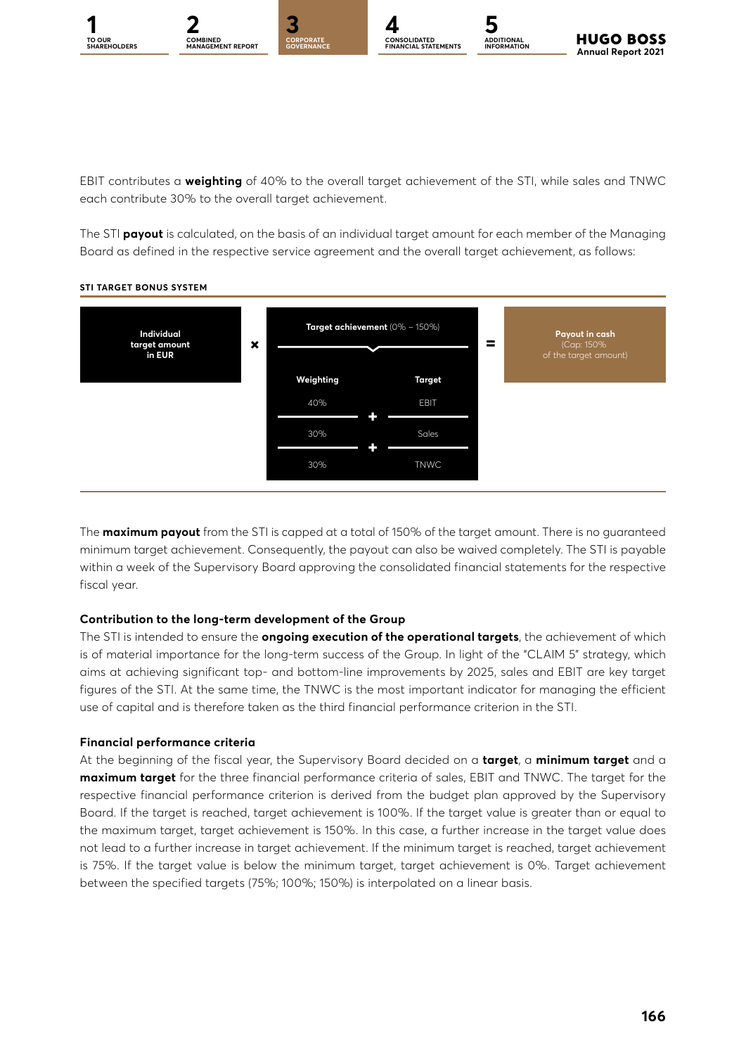EBIT contributes a **weighting** of 40% to the overall target achievement of the STI, while sales and TNWC each contribute 30% to the overall target achievement.

The STI **payout** is calculated, on the basis of an individual target amount for each member of the Managing Board as defined in the respective service agreement and the overall target achievement, as follows:

**STI TARGET BONUS SYSTEM**

| Individual target amount in EUR | × | Target achievement (0% – 150%) | | = | Payout in cash (Cap: 150% of the target amount) |
|---|---|---|---|---|---|
| | | **Weighting** | **Target** | | |
| | | 40% | EBIT | | |
| | | + | | | |
| | | 30% | Sales | | |
| | | + | | | |
| | | 30% | TNWC | | |

The **maximum payout** from the STI is capped at a total of 150% of the target amount. There is no guaranteed minimum target achievement. Consequently, the payout can also be waived completely. The STI is payable within a week of the Supervisory Board approving the consolidated financial statements for the respective fiscal year.

**Contribution to the long-term development of the Group**

The STI is intended to ensure the **ongoing execution of the operational targets**, the achievement of which is of material importance for the long-term success of the Group. In light of the "CLAIM 5" strategy, which aims at achieving significant top- and bottom-line improvements by 2025, sales and EBIT are key target figures of the STI. At the same time, the TNWC is the most important indicator for managing the efficient use of capital and is therefore taken as the third financial performance criterion in the STI.

**Financial performance criteria**

At the beginning of the fiscal year, the Supervisory Board decided on a **target**, a **minimum target** and a **maximum target** for the three financial performance criteria of sales, EBIT and TNWC. The target for the respective financial performance criterion is derived from the budget plan approved by the Supervisory Board. If the target is reached, target achievement is 100%. If the target value is greater than or equal to the maximum target, target achievement is 150%. In this case, a further increase in the target value does not lead to a further increase in target achievement. If the minimum target is reached, target achievement is 75%. If the target value is below the minimum target, target achievement is 0%. Target achievement between the specified targets (75%; 100%; 150%) is interpolated on a linear basis.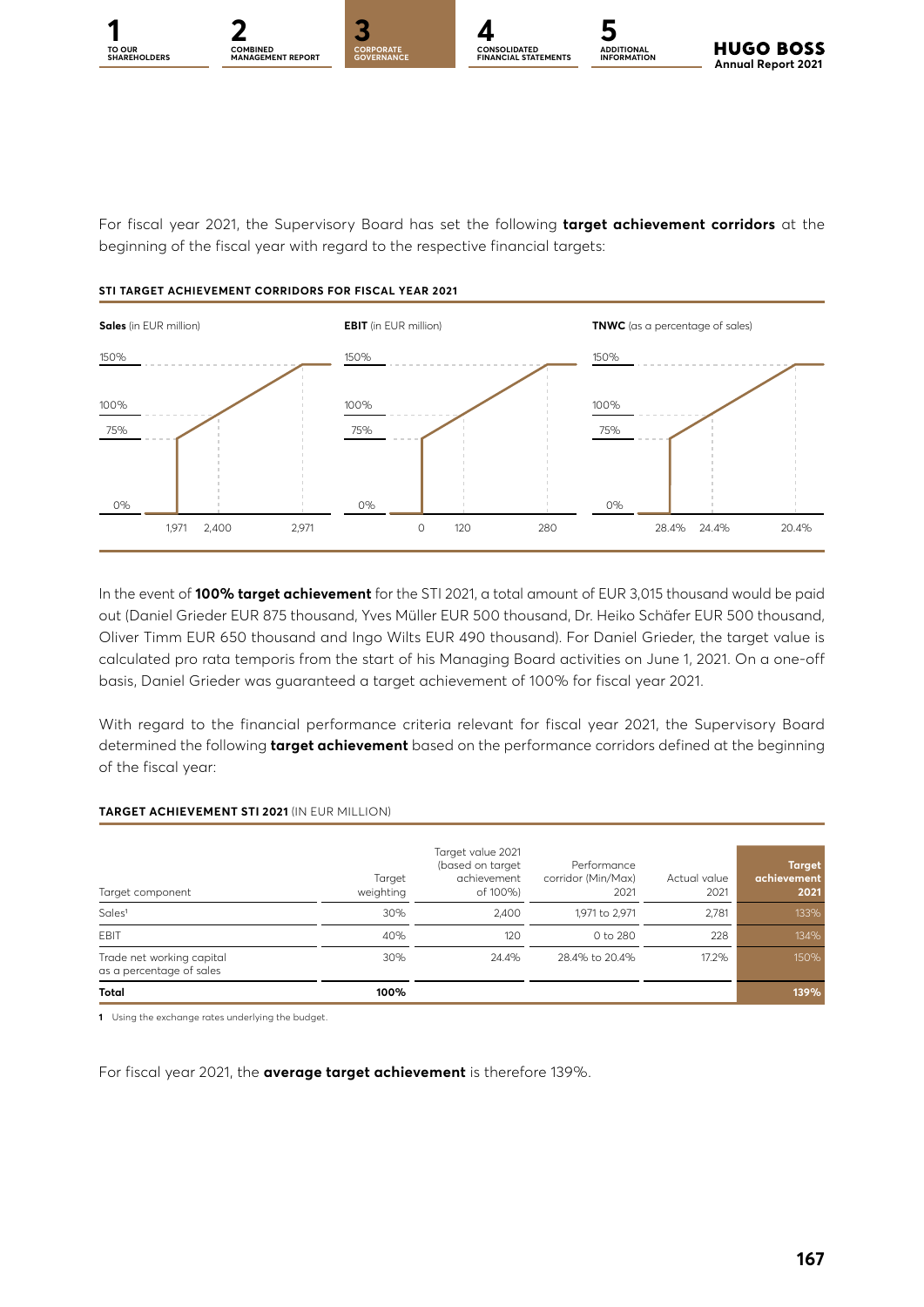For fiscal year 2021, the Supervisory Board has set the following **target achievement corridors** at the beginning of the fiscal year with regard to the respective financial targets:

**STI TARGET ACHIEVEMENT CORRIDORS FOR FISCAL YEAR 2021**

**Sales** (in EUR million)

150%
100%
75%
0%
1,971 2,400 2,971

**EBIT** (in EUR million)

150%
100%
75%
0%
0 120 280

**TNWC** (as a percentage of sales)

150%
100%
75%
0%
28.4% 24.4% 20.4%

In the event of **100% target achievement** for the STI 2021, a total amount of EUR 3,015 thousand would be paid out (Daniel Grieder EUR 875 thousand, Yves Müller EUR 500 thousand, Dr. Heiko Schäfer EUR 500 thousand, Oliver Timm EUR 650 thousand and Ingo Wilts EUR 490 thousand). For Daniel Grieder, the target value is calculated pro rata temporis from the start of his Managing Board activities on June 1, 2021. On a one-off basis, Daniel Grieder was guaranteed a target achievement of 100% for fiscal year 2021.

With regard to the financial performance criteria relevant for fiscal year 2021, the Supervisory Board determined the following **target achievement** based on the performance corridors defined at the beginning of the fiscal year:

**TARGET ACHIEVEMENT STI 2021** (IN EUR MILLION)

| Target component | Target weighting | Target value 2021 (based on target achievement of 100%) | Performance corridor (Min/Max) 2021 | Actual value 2021 | Target achievement 2021 |
|---|---|---|---|---|---|
| Sales[1] | 30% | 2,400 | 1,971 to 2,971 | 2,781 | 133% |
| EBIT | 40% | 120 | 0 to 280 | 228 | 134% |
| Trade net working capital as a percentage of sales | 30% | 24.4% | 28.4% to 20.4% | 17.2% | 150% |
| **Total** | **100%** | | | | **139%** |

1 Using the exchange rates underlying the budget.

For fiscal year 2021, the **average target achievement** is therefore 139%.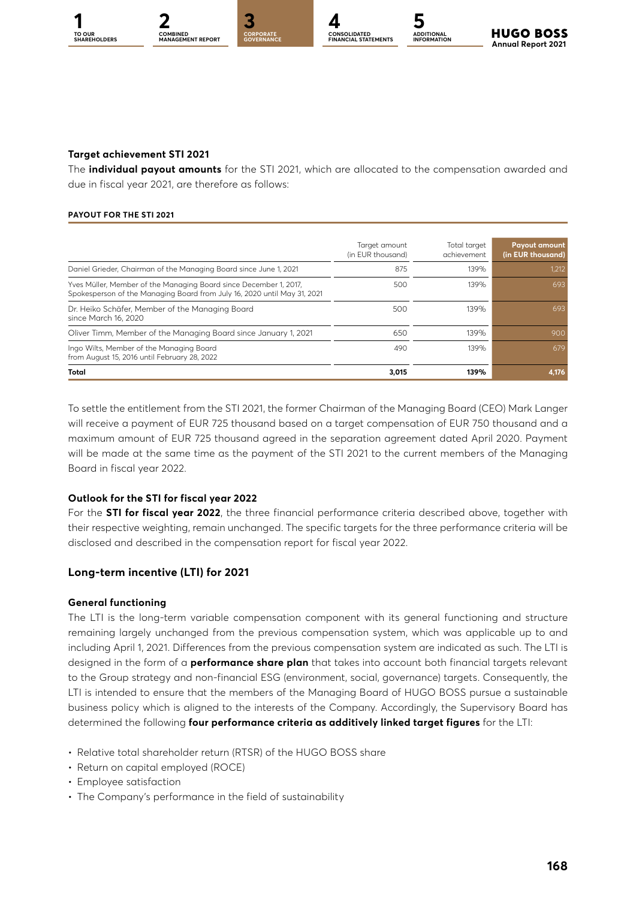### Target achievement STI 2021

The **individual payout amounts** for the STI 2021, which are allocated to the compensation awarded and due in fiscal year 2021, are therefore as follows:

#### PAYOUT FOR THE STI 2021

| | Target amount (in EUR thousand) | Total target achievement | Payout amount (in EUR thousand) |
|---|---|---|---|
| Daniel Grieder, Chairman of the Managing Board since June 1, 2021 | 875 | 139% | 1,212 |
| Yves Müller, Member of the Managing Board since December 1, 2017, Spokesperson of the Managing Board from July 16, 2020 until May 31, 2021 | 500 | 139% | 693 |
| Dr. Heiko Schäfer, Member of the Managing Board since March 16, 2020 | 500 | 139% | 693 |
| Oliver Timm, Member of the Managing Board since January 1, 2021 | 650 | 139% | 900 |
| Ingo Wilts, Member of the Managing Board from August 15, 2016 until February 28, 2022 | 490 | 139% | 679 |
| **Total** | **3,015** | **139%** | **4,176** |

To settle the entitlement from the STI 2021, the former Chairman of the Managing Board (CEO) Mark Langer will receive a payment of EUR 725 thousand based on a target compensation of EUR 750 thousand and a maximum amount of EUR 725 thousand agreed in the separation agreement dated April 2020. Payment will be made at the same time as the payment of the STI 2021 to the current members of the Managing Board in fiscal year 2022.

### Outlook for the STI for fiscal year 2022

For the **STI for fiscal year 2022**, the three financial performance criteria described above, together with their respective weighting, remain unchanged. The specific targets for the three performance criteria will be disclosed and described in the compensation report for fiscal year 2022.

## Long-term incentive (LTI) for 2021

### General functioning

The LTI is the long-term variable compensation component with its general functioning and structure remaining largely unchanged from the previous compensation system, which was applicable up to and including April 1, 2021. Differences from the previous compensation system are indicated as such. The LTI is designed in the form of a **performance share plan** that takes into account both financial targets relevant to the Group strategy and non-financial ESG (environment, social, governance) targets. Consequently, the LTI is intended to ensure that the members of the Managing Board of HUGO BOSS pursue a sustainable business policy which is aligned to the interests of the Company. Accordingly, the Supervisory Board has determined the following **four performance criteria as additively linked target figures** for the LTI:

- Relative total shareholder return (RTSR) of the HUGO BOSS share
- Return on capital employed (ROCE)
- Employee satisfaction
- The Company's performance in the field of sustainability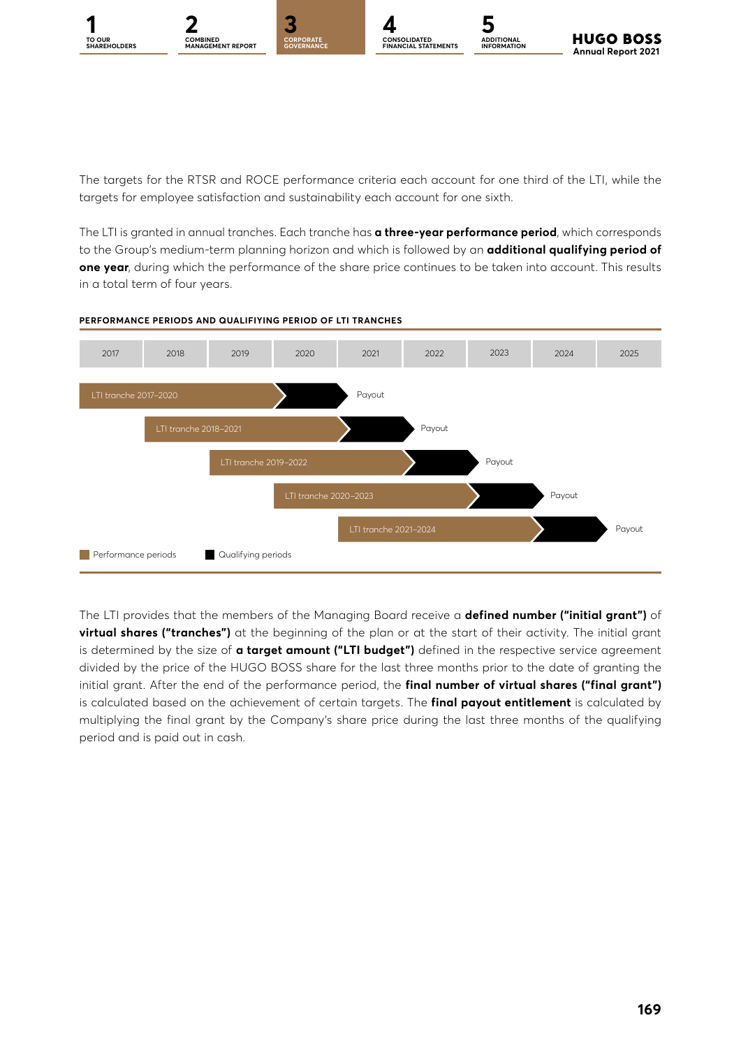The targets for the RTSR and ROCE performance criteria each account for one third of the LTI, while the targets for employee satisfaction and sustainability each account for one sixth.

The LTI is granted in annual tranches. Each tranche has **a three-year performance period**, which corresponds to the Group's medium-term planning horizon and which is followed by an **additional qualifying period of one year**, during which the performance of the share price continues to be taken into account. This results in a total term of four years.

**PERFORMANCE PERIODS AND QUALIFIYING PERIOD OF LTI TRANCHES**

| | 2017 | 2018 | 2019 | 2020 | 2021 | 2022 | 2023 | 2024 | 2025 |
|---|---|---|---|---|---|---|---|---|---|
| LTI tranche 2017–2020 | Performance period | Performance period | Performance period | Qualifying period | Payout | | | | |
| LTI tranche 2018–2021 | | Performance period | Performance period | Performance period | Qualifying period | Payout | | | |
| LTI tranche 2019–2022 | | | Performance period | Performance period | Performance period | Qualifying period | Payout | | |
| LTI tranche 2020–2023 | | | | Performance period | Performance period | Performance period | Qualifying period | Payout | |
| LTI tranche 2021–2024 | | | | | Performance period | Performance period | Performance period | Qualifying period | Payout |

Performance periods / Qualifying periods

The LTI provides that the members of the Managing Board receive a **defined number ("initial grant")** of **virtual shares ("tranches")** at the beginning of the plan or at the start of their activity. The initial grant is determined by the size of **a target amount ("LTI budget")** defined in the respective service agreement divided by the price of the HUGO BOSS share for the last three months prior to the date of granting the initial grant. After the end of the performance period, the **final number of virtual shares ("final grant")** is calculated based on the achievement of certain targets. The **final payout entitlement** is calculated by multiplying the final grant by the Company's share price during the last three months of the qualifying period and is paid out in cash.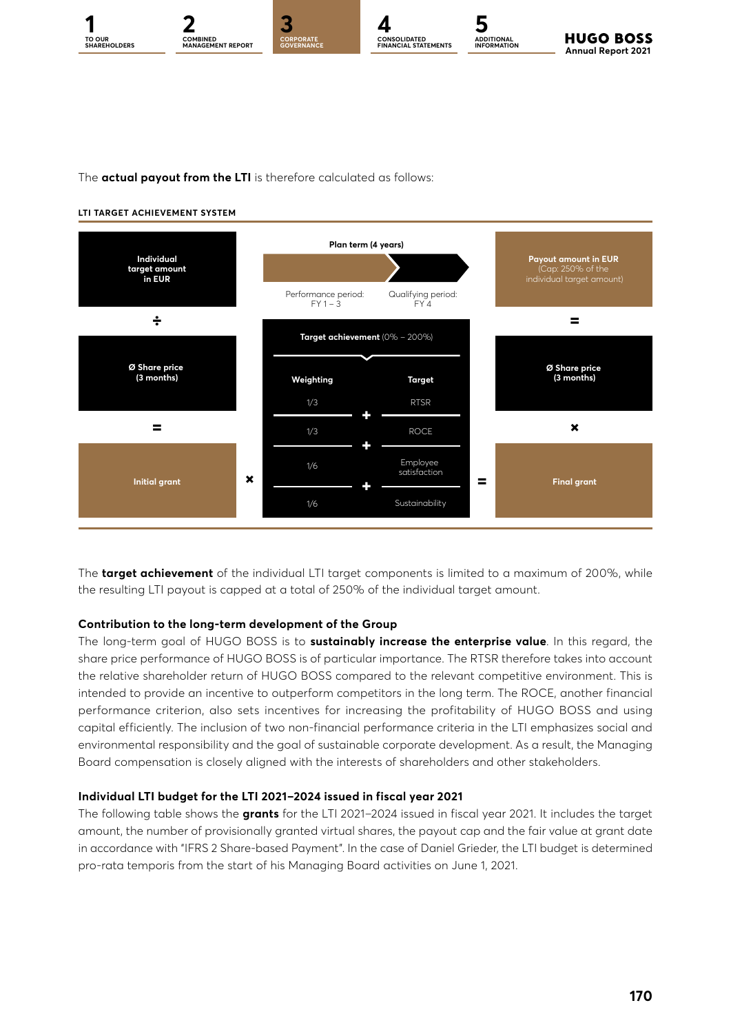The **actual payout from the LTI** is therefore calculated as follows:

**LTI TARGET ACHIEVEMENT SYSTEM**

Individual target amount in EUR

÷

Ø Share price (3 months)

=

Initial grant

×

Plan term (4 years)

Performance period: FY 1 – 3

Qualifying period: FY 4

Target achievement (0% – 200%)

| Weighting | Target |
| --- | --- |
| 1/3 | RTSR |
| 1/3 | ROCE |
| 1/6 | Employee satisfaction |
| 1/6 | Sustainability |

=

Final grant

×

Ø Share price (3 months)

=

Payout amount in EUR (Cap: 250% of the individual target amount)

The **target achievement** of the individual LTI target components is limited to a maximum of 200%, while the resulting LTI payout is capped at a total of 250% of the individual target amount.

### Contribution to the long-term development of the Group

The long-term goal of HUGO BOSS is to **sustainably increase the enterprise value**. In this regard, the share price performance of HUGO BOSS is of particular importance. The RTSR therefore takes into account the relative shareholder return of HUGO BOSS compared to the relevant competitive environment. This is intended to provide an incentive to outperform competitors in the long term. The ROCE, another financial performance criterion, also sets incentives for increasing the profitability of HUGO BOSS and using capital efficiently. The inclusion of two non-financial performance criteria in the LTI emphasizes social and environmental responsibility and the goal of sustainable corporate development. As a result, the Managing Board compensation is closely aligned with the interests of shareholders and other stakeholders.

### Individual LTI budget for the LTI 2021–2024 issued in fiscal year 2021

The following table shows the **grants** for the LTI 2021–2024 issued in fiscal year 2021. It includes the target amount, the number of provisionally granted virtual shares, the payout cap and the fair value at grant date in accordance with "IFRS 2 Share-based Payment". In the case of Daniel Grieder, the LTI budget is determined pro-rata temporis from the start of his Managing Board activities on June 1, 2021.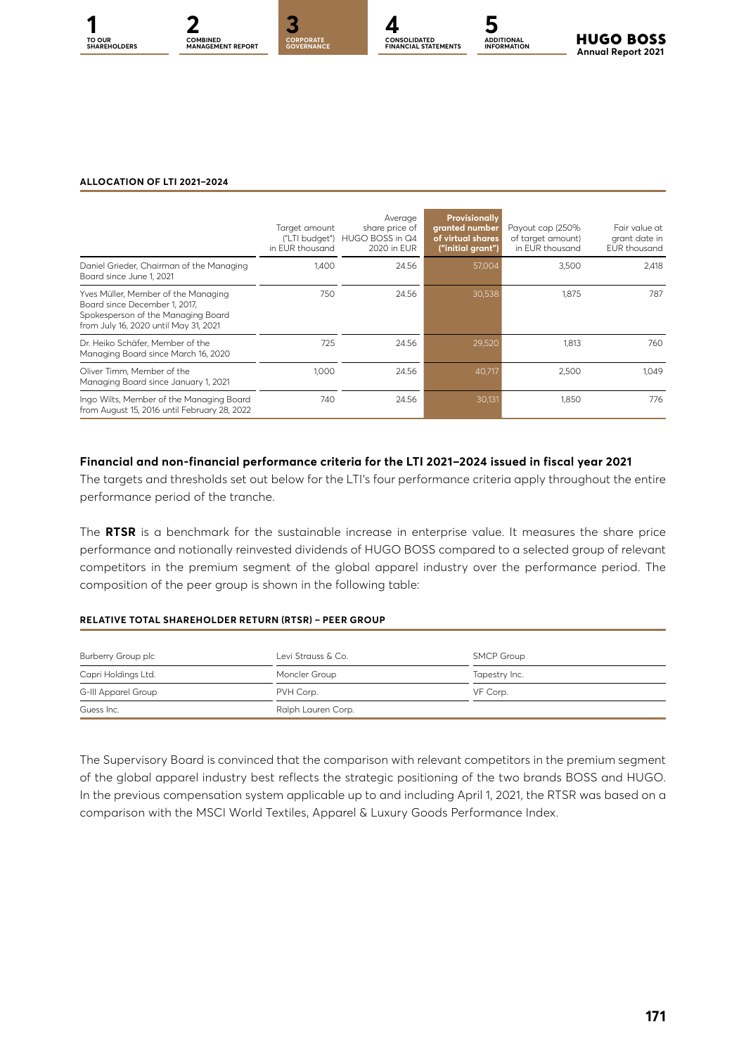**ALLOCATION OF LTI 2021–2024**

| | Target amount ("LTI budget") in EUR thousand | Average share price of HUGO BOSS in Q4 2020 in EUR | Provisionally granted number of virtual shares ("initial grant") | Payout cap (250% of target amount) in EUR thousand | Fair value at grant date in EUR thousand |
|---|---|---|---|---|---|
| Daniel Grieder, Chairman of the Managing Board since June 1, 2021 | 1,400 | 24.56 | 57,004 | 3,500 | 2,418 |
| Yves Müller, Member of the Managing Board since December 1, 2017, Spokesperson of the Managing Board from July 16, 2020 until May 31, 2021 | 750 | 24.56 | 30,538 | 1,875 | 787 |
| Dr. Heiko Schäfer, Member of the Managing Board since March 16, 2020 | 725 | 24.56 | 29,520 | 1,813 | 760 |
| Oliver Timm, Member of the Managing Board since January 1, 2021 | 1,000 | 24.56 | 40,717 | 2,500 | 1,049 |
| Ingo Wilts, Member of the Managing Board from August 15, 2016 until February 28, 2022 | 740 | 24.56 | 30,131 | 1,850 | 776 |

### Financial and non-financial performance criteria for the LTI 2021–2024 issued in fiscal year 2021

The targets and thresholds set out below for the LTI's four performance criteria apply throughout the entire performance period of the tranche.

The **RTSR** is a benchmark for the sustainable increase in enterprise value. It measures the share price performance and notionally reinvested dividends of HUGO BOSS compared to a selected group of relevant competitors in the premium segment of the global apparel industry over the performance period. The composition of the peer group is shown in the following table:

**RELATIVE TOTAL SHAREHOLDER RETURN (RTSR) – PEER GROUP**

| | | |
|---|---|---|
| Burberry Group plc | Levi Strauss & Co. | SMCP Group |
| Capri Holdings Ltd. | Moncler Group | Tapestry Inc. |
| G-III Apparel Group | PVH Corp. | VF Corp. |
| Guess Inc. | Ralph Lauren Corp. | |

The Supervisory Board is convinced that the comparison with relevant competitors in the premium segment of the global apparel industry best reflects the strategic positioning of the two brands BOSS and HUGO. In the previous compensation system applicable up to and including April 1, 2021, the RTSR was based on a comparison with the MSCI World Textiles, Apparel & Luxury Goods Performance Index.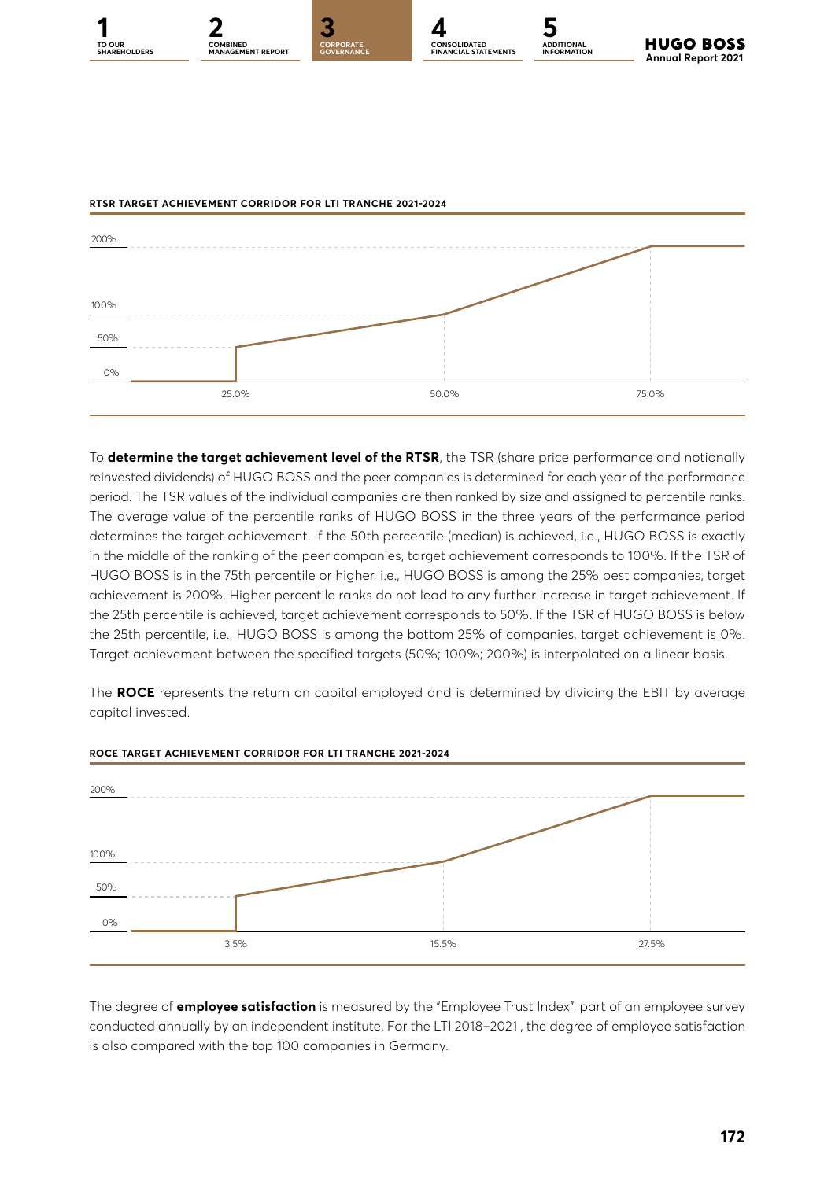**RTSR TARGET ACHIEVEMENT CORRIDOR FOR LTI TRANCHE 2021-2024**

200%

100%

50%

0%

25.0% 50.0% 75.0%

To **determine the target achievement level of the RTSR**, the TSR (share price performance and notionally reinvested dividends) of HUGO BOSS and the peer companies is determined for each year of the performance period. The TSR values of the individual companies are then ranked by size and assigned to percentile ranks. The average value of the percentile ranks of HUGO BOSS in the three years of the performance period determines the target achievement. If the 50th percentile (median) is achieved, i.e., HUGO BOSS is exactly in the middle of the ranking of the peer companies, target achievement corresponds to 100%. If the TSR of HUGO BOSS is in the 75th percentile or higher, i.e., HUGO BOSS is among the 25% best companies, target achievement is 200%. Higher percentile ranks do not lead to any further increase in target achievement. If the 25th percentile is achieved, target achievement corresponds to 50%. If the TSR of HUGO BOSS is below the 25th percentile, i.e., HUGO BOSS is among the bottom 25% of companies, target achievement is 0%. Target achievement between the specified targets (50%; 100%; 200%) is interpolated on a linear basis.

The **ROCE** represents the return on capital employed and is determined by dividing the EBIT by average capital invested.

**ROCE TARGET ACHIEVEMENT CORRIDOR FOR LTI TRANCHE 2021-2024**

200%

100%

50%

0%

3.5% 15.5% 27.5%

The degree of **employee satisfaction** is measured by the "Employee Trust Index", part of an employee survey conducted annually by an independent institute. For the LTI 2018–2021 , the degree of employee satisfaction is also compared with the top 100 companies in Germany.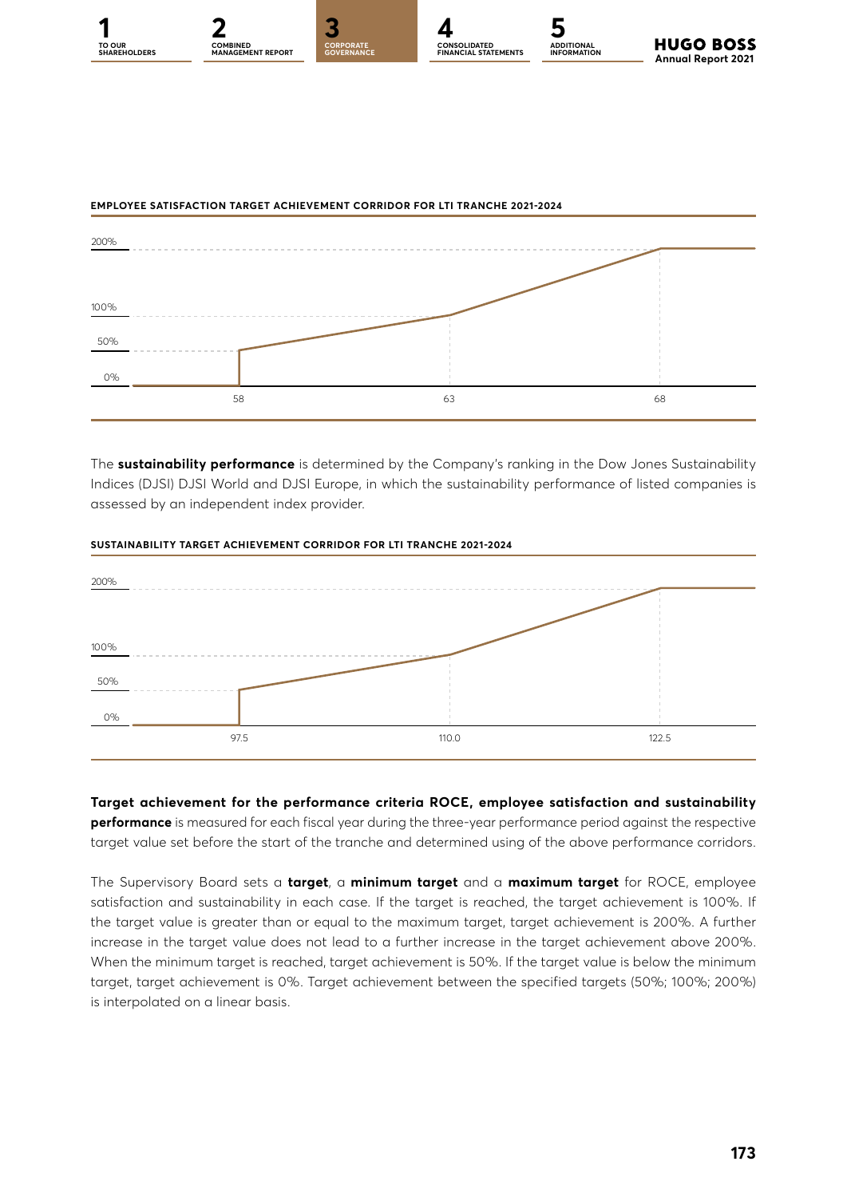**EMPLOYEE SATISFACTION TARGET ACHIEVEMENT CORRIDOR FOR LTI TRANCHE 2021-2024**

| Target value | Target achievement |
|---|---|
| below 58 | 0% |
| 58 | 50% |
| 63 | 100% |
| 68 | 200% |

The **sustainability performance** is determined by the Company's ranking in the Dow Jones Sustainability Indices (DJSI) DJSI World and DJSI Europe, in which the sustainability performance of listed companies is assessed by an independent index provider.

**SUSTAINABILITY TARGET ACHIEVEMENT CORRIDOR FOR LTI TRANCHE 2021-2024**

| Target value | Target achievement |
|---|---|
| below 97.5 | 0% |
| 97.5 | 50% |
| 110.0 | 100% |
| 122.5 | 200% |

**Target achievement for the performance criteria ROCE, employee satisfaction and sustainability performance** is measured for each fiscal year during the three-year performance period against the respective target value set before the start of the tranche and determined using of the above performance corridors.

The Supervisory Board sets a **target**, a **minimum target** and a **maximum target** for ROCE, employee satisfaction and sustainability in each case. If the target is reached, the target achievement is 100%. If the target value is greater than or equal to the maximum target, target achievement is 200%. A further increase in the target value does not lead to a further increase in the target achievement above 200%. When the minimum target is reached, target achievement is 50%. If the target value is below the minimum target, target achievement is 0%. Target achievement between the specified targets (50%; 100%; 200%) is interpolated on a linear basis.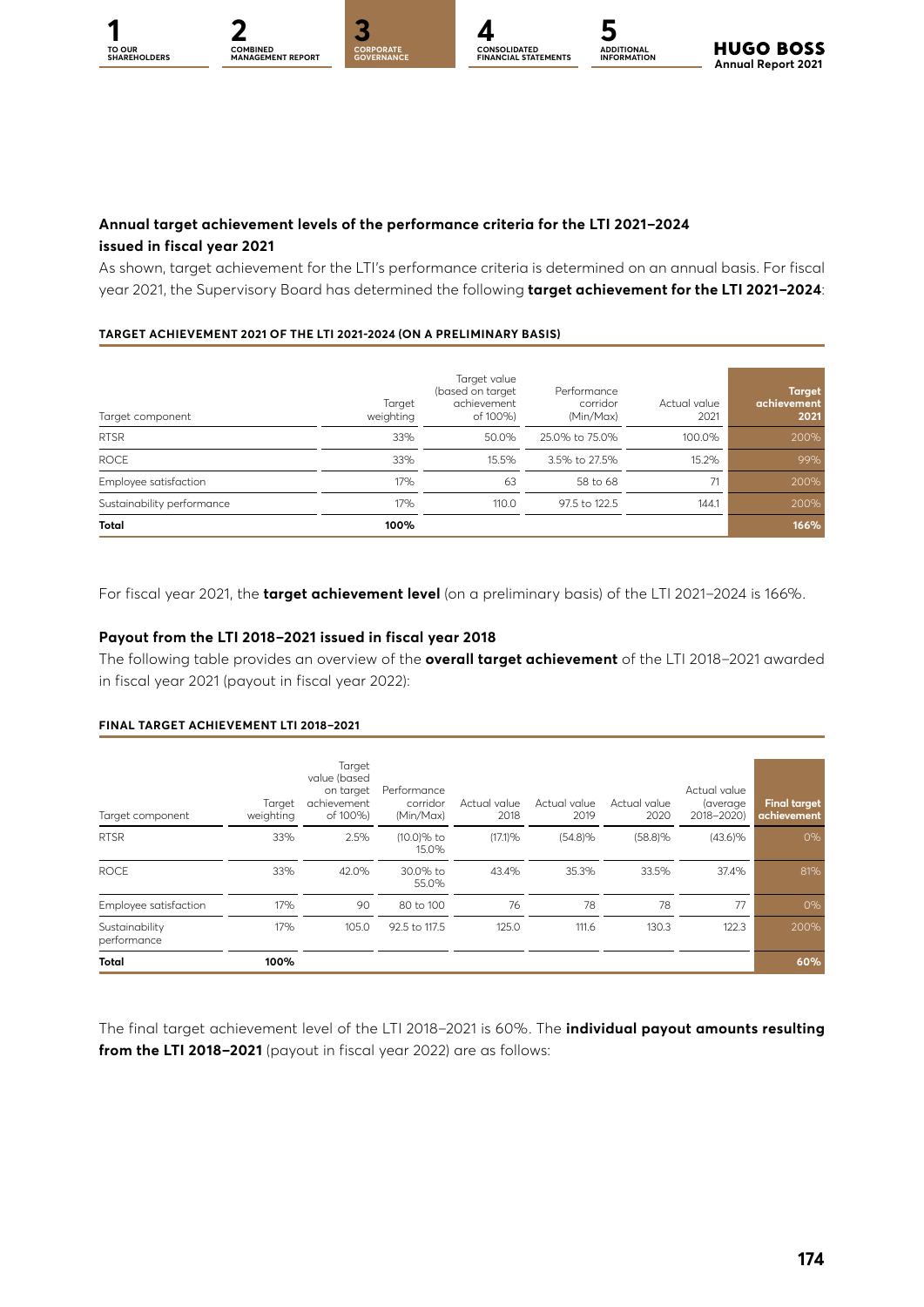### Annual target achievement levels of the performance criteria for the LTI 2021–2024 issued in fiscal year 2021

As shown, target achievement for the LTI's performance criteria is determined on an annual basis. For fiscal year 2021, the Supervisory Board has determined the following **target achievement for the LTI 2021–2024**:

#### TARGET ACHIEVEMENT 2021 OF THE LTI 2021-2024 (ON A PRELIMINARY BASIS)

| Target component | Target weighting | Target value (based on target achievement of 100%) | Performance corridor (Min/Max) | Actual value 2021 | Target achievement 2021 |
|---|---|---|---|---|---|
| RTSR | 33% | 50.0% | 25.0% to 75.0% | 100.0% | 200% |
| ROCE | 33% | 15.5% | 3.5% to 27.5% | 15.2% | 99% |
| Employee satisfaction | 17% | 63 | 58 to 68 | 71 | 200% |
| Sustainability performance | 17% | 110.0 | 97.5 to 122.5 | 144.1 | 200% |
| **Total** | **100%** | | | | **166%** |

For fiscal year 2021, the **target achievement level** (on a preliminary basis) of the LTI 2021–2024 is 166%.

### Payout from the LTI 2018–2021 issued in fiscal year 2018

The following table provides an overview of the **overall target achievement** of the LTI 2018–2021 awarded in fiscal year 2021 (payout in fiscal year 2022):

#### FINAL TARGET ACHIEVEMENT LTI 2018–2021

| Target component | Target weighting | Target value (based on target achievement of 100%) | Performance corridor (Min/Max) | Actual value 2018 | Actual value 2019 | Actual value 2020 | Actual value (average 2018–2020) | Final target achievement |
|---|---|---|---|---|---|---|---|---|
| RTSR | 33% | 2.5% | (10.0)% to 15.0% | (17.1)% | (54.8)% | (58.8)% | (43.6)% | 0% |
| ROCE | 33% | 42.0% | 30.0% to 55.0% | 43.4% | 35.3% | 33.5% | 37.4% | 81% |
| Employee satisfaction | 17% | 90 | 80 to 100 | 76 | 78 | 78 | 77 | 0% |
| Sustainability performance | 17% | 105.0 | 92.5 to 117.5 | 125.0 | 111.6 | 130.3 | 122.3 | 200% |
| **Total** | **100%** | | | | | | | **60%** |

The final target achievement level of the LTI 2018–2021 is 60%. The **individual payout amounts resulting from the LTI 2018–2021** (payout in fiscal year 2022) are as follows: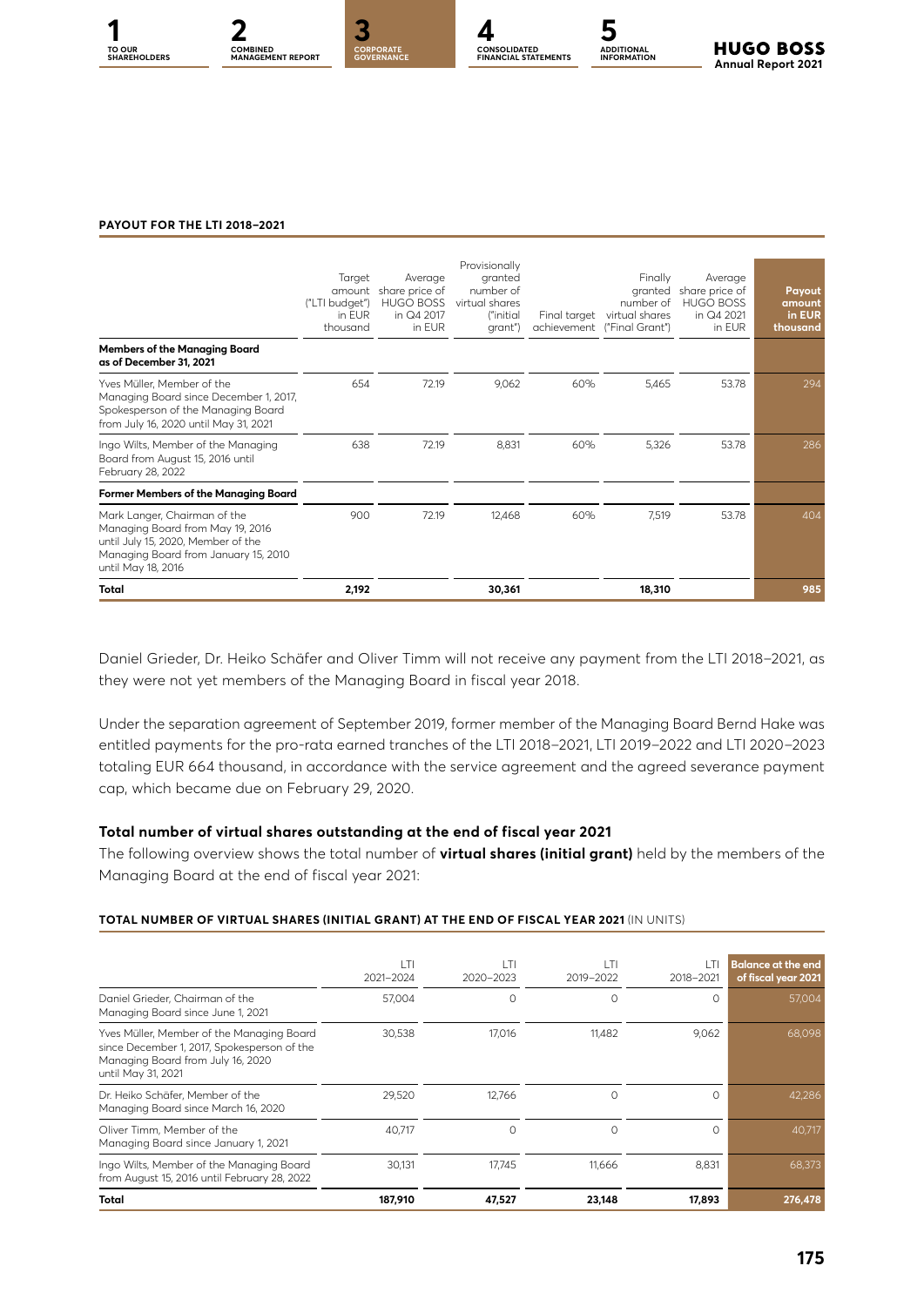**PAYOUT FOR THE LTI 2018–2021**

| | Target amount ("LTI budget") in EUR thousand | Average share price of HUGO BOSS in Q4 2017 in EUR | Provisionally granted number of virtual shares ("initial grant") | Final target achievement | Finally granted number of virtual shares ("Final Grant") | Average share price of HUGO BOSS in Q4 2021 in EUR | Payout amount in EUR thousand |
|---|---|---|---|---|---|---|---|
| **Members of the Managing Board as of December 31, 2021** | | | | | | | |
| Yves Müller, Member of the Managing Board since December 1, 2017, Spokesperson of the Managing Board from July 16, 2020 until May 31, 2021 | 654 | 72.19 | 9,062 | 60% | 5,465 | 53.78 | 294 |
| Ingo Wilts, Member of the Managing Board from August 15, 2016 until February 28, 2022 | 638 | 72.19 | 8,831 | 60% | 5,326 | 53.78 | 286 |
| **Former Members of the Managing Board** | | | | | | | |
| Mark Langer, Chairman of the Managing Board from May 19, 2016 until July 15, 2020, Member of the Managing Board from January 15, 2010 until May 18, 2016 | 900 | 72.19 | 12,468 | 60% | 7,519 | 53.78 | 404 |
| **Total** | **2,192** | | **30,361** | | **18,310** | | **985** |

Daniel Grieder, Dr. Heiko Schäfer and Oliver Timm will not receive any payment from the LTI 2018–2021, as they were not yet members of the Managing Board in fiscal year 2018.

Under the separation agreement of September 2019, former member of the Managing Board Bernd Hake was entitled payments for the pro-rata earned tranches of the LTI 2018–2021, LTI 2019–2022 and LTI 2020–2023 totaling EUR 664 thousand, in accordance with the service agreement and the agreed severance payment cap, which became due on February 29, 2020.

### Total number of virtual shares outstanding at the end of fiscal year 2021

The following overview shows the total number of **virtual shares (initial grant)** held by the members of the Managing Board at the end of fiscal year 2021:

**TOTAL NUMBER OF VIRTUAL SHARES (INITIAL GRANT) AT THE END OF FISCAL YEAR 2021** (IN UNITS)

| | LTI 2021–2024 | LTI 2020–2023 | LTI 2019–2022 | LTI 2018–2021 | Balance at the end of fiscal year 2021 |
|---|---|---|---|---|---|
| Daniel Grieder, Chairman of the Managing Board since June 1, 2021 | 57,004 | 0 | 0 | 0 | 57,004 |
| Yves Müller, Member of the Managing Board since December 1, 2017, Spokesperson of the Managing Board from July 16, 2020 until May 31, 2021 | 30,538 | 17,016 | 11,482 | 9,062 | 68,098 |
| Dr. Heiko Schäfer, Member of the Managing Board since March 16, 2020 | 29,520 | 12,766 | 0 | 0 | 42,286 |
| Oliver Timm, Member of the Managing Board since January 1, 2021 | 40,717 | 0 | 0 | 0 | 40,717 |
| Ingo Wilts, Member of the Managing Board from August 15, 2016 until February 28, 2022 | 30,131 | 17,745 | 11,666 | 8,831 | 68,373 |
| **Total** | **187,910** | **47,527** | **23,148** | **17,893** | **276,478** |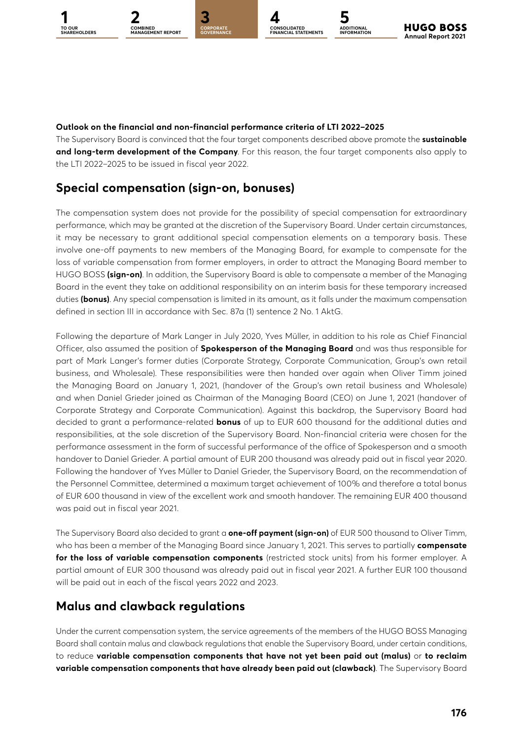**Outlook on the financial and non-financial performance criteria of LTI 2022–2025**

The Supervisory Board is convinced that the four target components described above promote the **sustainable and long-term development of the Company**. For this reason, the four target components also apply to the LTI 2022–2025 to be issued in fiscal year 2022.

## Special compensation (sign-on, bonuses)

The compensation system does not provide for the possibility of special compensation for extraordinary performance, which may be granted at the discretion of the Supervisory Board. Under certain circumstances, it may be necessary to grant additional special compensation elements on a temporary basis. These involve one-off payments to new members of the Managing Board, for example to compensate for the loss of variable compensation from former employers, in order to attract the Managing Board member to HUGO BOSS **(sign-on)**. In addition, the Supervisory Board is able to compensate a member of the Managing Board in the event they take on additional responsibility on an interim basis for these temporary increased duties **(bonus)**. Any special compensation is limited in its amount, as it falls under the maximum compensation defined in section III in accordance with Sec. 87a (1) sentence 2 No. 1 AktG.

Following the departure of Mark Langer in July 2020, Yves Müller, in addition to his role as Chief Financial Officer, also assumed the position of **Spokesperson of the Managing Board** and was thus responsible for part of Mark Langer's former duties (Corporate Strategy, Corporate Communication, Group's own retail business, and Wholesale). These responsibilities were then handed over again when Oliver Timm joined the Managing Board on January 1, 2021, (handover of the Group's own retail business and Wholesale) and when Daniel Grieder joined as Chairman of the Managing Board (CEO) on June 1, 2021 (handover of Corporate Strategy and Corporate Communication). Against this backdrop, the Supervisory Board had decided to grant a performance-related **bonus** of up to EUR 600 thousand for the additional duties and responsibilities, at the sole discretion of the Supervisory Board. Non-financial criteria were chosen for the performance assessment in the form of successful performance of the office of Spokesperson and a smooth handover to Daniel Grieder. A partial amount of EUR 200 thousand was already paid out in fiscal year 2020. Following the handover of Yves Müller to Daniel Grieder, the Supervisory Board, on the recommendation of the Personnel Committee, determined a maximum target achievement of 100% and therefore a total bonus of EUR 600 thousand in view of the excellent work and smooth handover. The remaining EUR 400 thousand was paid out in fiscal year 2021.

The Supervisory Board also decided to grant a **one-off payment (sign-on)** of EUR 500 thousand to Oliver Timm, who has been a member of the Managing Board since January 1, 2021. This serves to partially **compensate for the loss of variable compensation components** (restricted stock units) from his former employer. A partial amount of EUR 300 thousand was already paid out in fiscal year 2021. A further EUR 100 thousand will be paid out in each of the fiscal years 2022 and 2023.

## Malus and clawback regulations

Under the current compensation system, the service agreements of the members of the HUGO BOSS Managing Board shall contain malus and clawback regulations that enable the Supervisory Board, under certain conditions, to reduce **variable compensation components that have not yet been paid out (malus)** or **to reclaim variable compensation components that have already been paid out (clawback)**. The Supervisory Board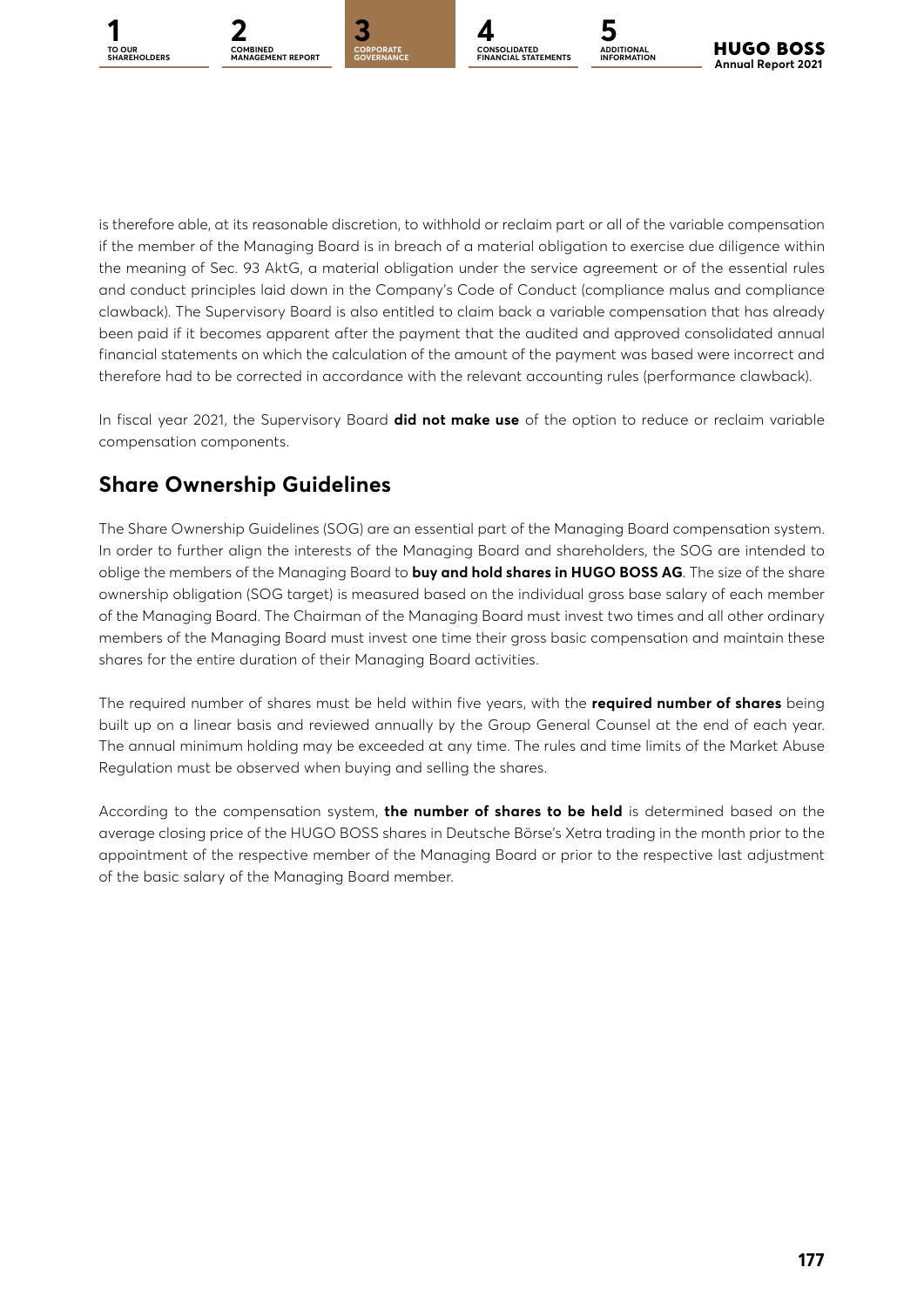is therefore able, at its reasonable discretion, to withhold or reclaim part or all of the variable compensation if the member of the Managing Board is in breach of a material obligation to exercise due diligence within the meaning of Sec. 93 AktG, a material obligation under the service agreement or of the essential rules and conduct principles laid down in the Company's Code of Conduct (compliance malus and compliance clawback). The Supervisory Board is also entitled to claim back a variable compensation that has already been paid if it becomes apparent after the payment that the audited and approved consolidated annual financial statements on which the calculation of the amount of the payment was based were incorrect and therefore had to be corrected in accordance with the relevant accounting rules (performance clawback).

In fiscal year 2021, the Supervisory Board **did not make use** of the option to reduce or reclaim variable compensation components.

## Share Ownership Guidelines

The Share Ownership Guidelines (SOG) are an essential part of the Managing Board compensation system. In order to further align the interests of the Managing Board and shareholders, the SOG are intended to oblige the members of the Managing Board to **buy and hold shares in HUGO BOSS AG**. The size of the share ownership obligation (SOG target) is measured based on the individual gross base salary of each member of the Managing Board. The Chairman of the Managing Board must invest two times and all other ordinary members of the Managing Board must invest one time their gross basic compensation and maintain these shares for the entire duration of their Managing Board activities.

The required number of shares must be held within five years, with the **required number of shares** being built up on a linear basis and reviewed annually by the Group General Counsel at the end of each year. The annual minimum holding may be exceeded at any time. The rules and time limits of the Market Abuse Regulation must be observed when buying and selling the shares.

According to the compensation system, **the number of shares to be held** is determined based on the average closing price of the HUGO BOSS shares in Deutsche Börse's Xetra trading in the month prior to the appointment of the respective member of the Managing Board or prior to the respective last adjustment of the basic salary of the Managing Board member.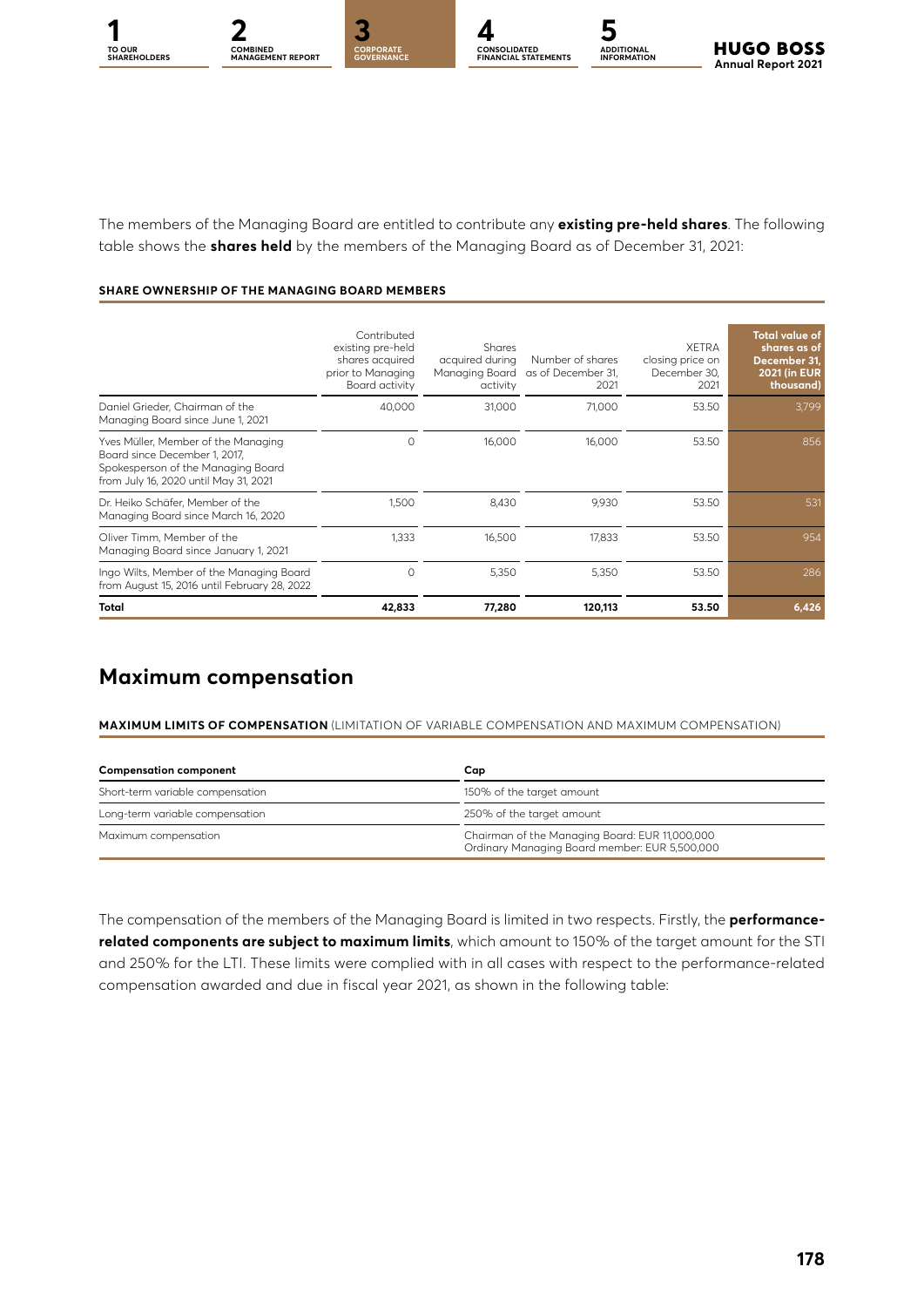The members of the Managing Board are entitled to contribute any **existing pre-held shares**. The following table shows the **shares held** by the members of the Managing Board as of December 31, 2021:

**SHARE OWNERSHIP OF THE MANAGING BOARD MEMBERS**

| | Contributed existing pre-held shares acquired prior to Managing Board activity | Shares acquired during Managing Board activity | Number of shares as of December 31, 2021 | XETRA closing price on December 30, 2021 | Total value of shares as of December 31, 2021 (in EUR thousand) |
|---|---|---|---|---|---|
| Daniel Grieder, Chairman of the Managing Board since June 1, 2021 | 40,000 | 31,000 | 71,000 | 53.50 | 3,799 |
| Yves Müller, Member of the Managing Board since December 1, 2017, Spokesperson of the Managing Board from July 16, 2020 until May 31, 2021 | 0 | 16,000 | 16,000 | 53.50 | 856 |
| Dr. Heiko Schäfer, Member of the Managing Board since March 16, 2020 | 1,500 | 8,430 | 9,930 | 53.50 | 531 |
| Oliver Timm, Member of the Managing Board since January 1, 2021 | 1,333 | 16,500 | 17,833 | 53.50 | 954 |
| Ingo Wilts, Member of the Managing Board from August 15, 2016 until February 28, 2022 | 0 | 5,350 | 5,350 | 53.50 | 286 |
| **Total** | **42,833** | **77,280** | **120,113** | **53.50** | **6,426** |

## Maximum compensation

**MAXIMUM LIMITS OF COMPENSATION** (LIMITATION OF VARIABLE COMPENSATION AND MAXIMUM COMPENSATION)

| Compensation component | Cap |
|---|---|
| Short-term variable compensation | 150% of the target amount |
| Long-term variable compensation | 250% of the target amount |
| Maximum compensation | Chairman of the Managing Board: EUR 11,000,000<br>Ordinary Managing Board member: EUR 5,500,000 |

The compensation of the members of the Managing Board is limited in two respects. Firstly, the **performance-related components are subject to maximum limits**, which amount to 150% of the target amount for the STI and 250% for the LTI. These limits were complied with in all cases with respect to the performance-related compensation awarded and due in fiscal year 2021, as shown in the following table: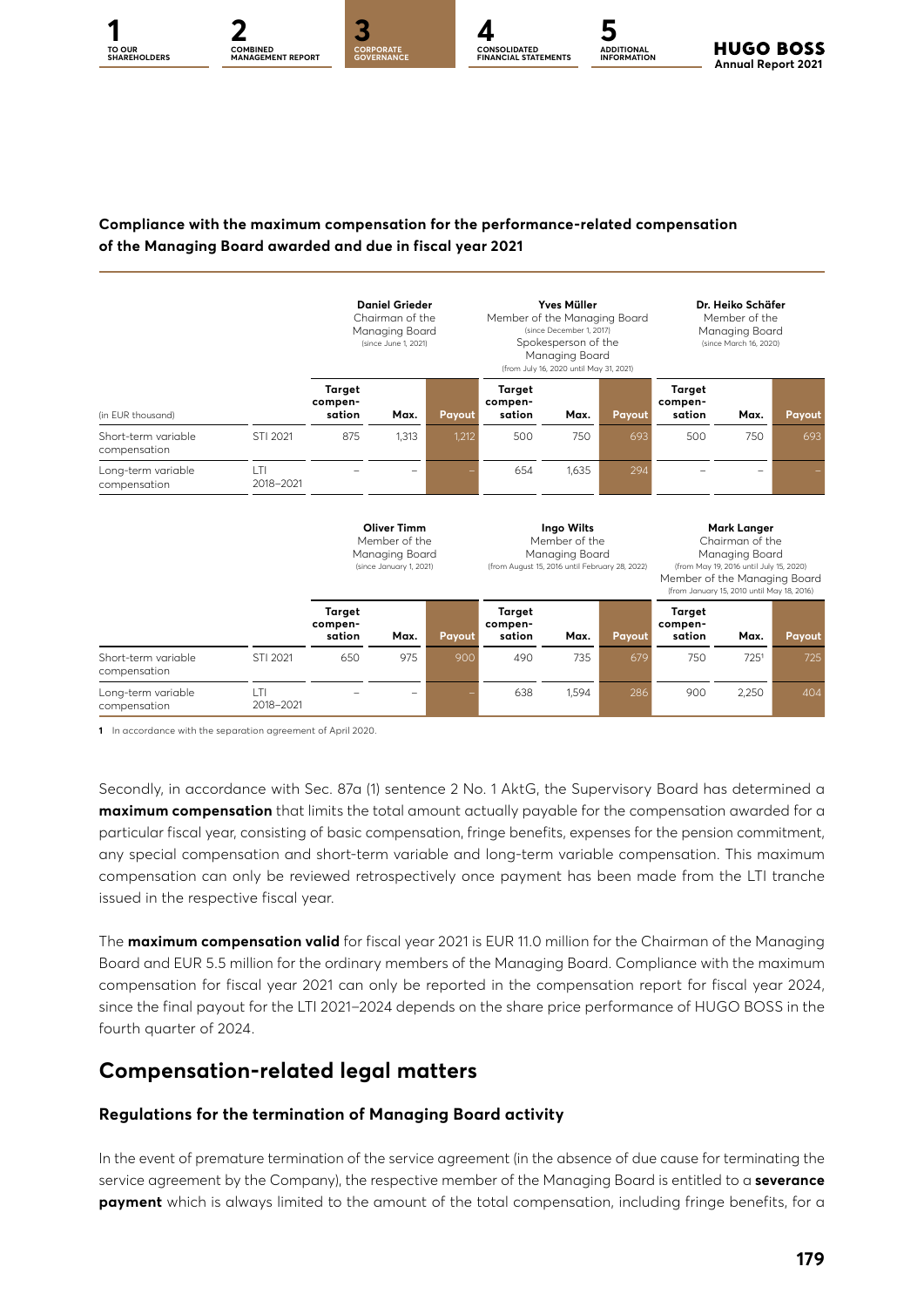**Compliance with the maximum compensation for the performance-related compensation of the Managing Board awarded and due in fiscal year 2021**

| | | Daniel Grieder Chairman of the Managing Board (since June 1, 2021) | | | Yves Müller Member of the Managing Board (since December 1, 2017) Spokesperson of the Managing Board (from July 16, 2020 until May 31, 2021) | | | Dr. Heiko Schäfer Member of the Managing Board (since March 16, 2020) | | |
|---|---|---|---|---|---|---|---|---|---|---|
| (in EUR thousand) | | Target compen-sation | Max. | Payout | Target compen-sation | Max. | Payout | Target compen-sation | Max. | Payout |
| Short-term variable compensation | STI 2021 | 875 | 1,313 | 1,212 | 500 | 750 | 693 | 500 | 750 | 693 |
| Long-term variable compensation | LTI 2018–2021 | – | – | – | 654 | 1,635 | 294 | – | – | – |

| | | Oliver Timm Member of the Managing Board (since January 1, 2021) | | | Ingo Wilts Member of the Managing Board (from August 15, 2016 until February 28, 2022) | | | Mark Langer Chairman of the Managing Board (from May 19, 2016 until July 15, 2020) Member of the Managing Board (from January 15, 2010 until May 18, 2016) | | |
|---|---|---|---|---|---|---|---|---|---|---|
| | | Target compen-sation | Max. | Payout | Target compen-sation | Max. | Payout | Target compen-sation | Max. | Payout |
| Short-term variable compensation | STI 2021 | 650 | 975 | 900 | 490 | 735 | 679 | 750 | 725[1] | 725 |
| Long-term variable compensation | LTI 2018–2021 | – | – | – | 638 | 1,594 | 286 | 900 | 2,250 | 404 |

1 In accordance with the separation agreement of April 2020.

Secondly, in accordance with Sec. 87a (1) sentence 2 No. 1 AktG, the Supervisory Board has determined a **maximum compensation** that limits the total amount actually payable for the compensation awarded for a particular fiscal year, consisting of basic compensation, fringe benefits, expenses for the pension commitment, any special compensation and short-term variable and long-term variable compensation. This maximum compensation can only be reviewed retrospectively once payment has been made from the LTI tranche issued in the respective fiscal year.

The **maximum compensation valid** for fiscal year 2021 is EUR 11.0 million for the Chairman of the Managing Board and EUR 5.5 million for the ordinary members of the Managing Board. Compliance with the maximum compensation for fiscal year 2021 can only be reported in the compensation report for fiscal year 2024, since the final payout for the LTI 2021–2024 depends on the share price performance of HUGO BOSS in the fourth quarter of 2024.

## Compensation-related legal matters

### Regulations for the termination of Managing Board activity

In the event of premature termination of the service agreement (in the absence of due cause for terminating the service agreement by the Company), the respective member of the Managing Board is entitled to a **severance payment** which is always limited to the amount of the total compensation, including fringe benefits, for a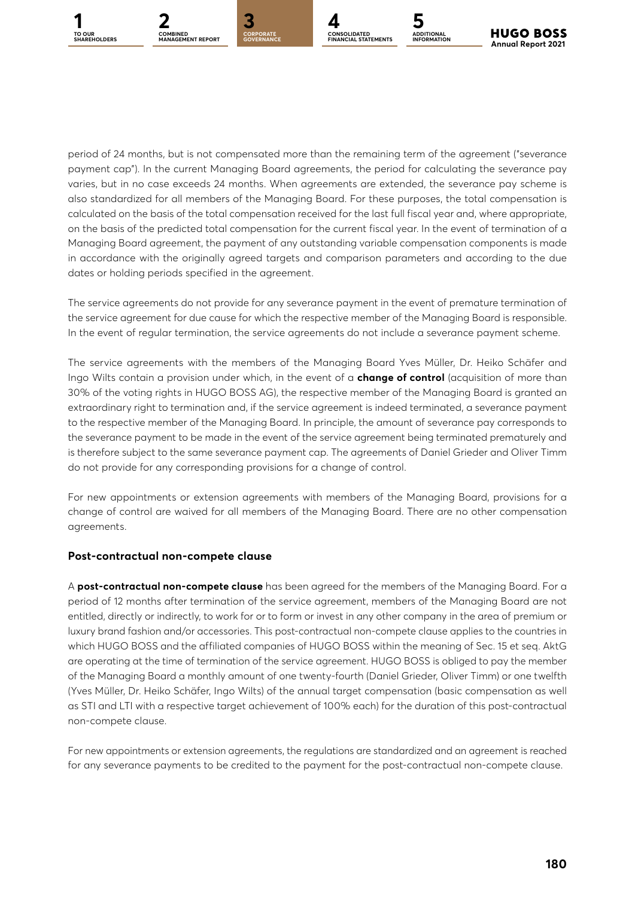period of 24 months, but is not compensated more than the remaining term of the agreement ("severance payment cap"). In the current Managing Board agreements, the period for calculating the severance pay varies, but in no case exceeds 24 months. When agreements are extended, the severance pay scheme is also standardized for all members of the Managing Board. For these purposes, the total compensation is calculated on the basis of the total compensation received for the last full fiscal year and, where appropriate, on the basis of the predicted total compensation for the current fiscal year. In the event of termination of a Managing Board agreement, the payment of any outstanding variable compensation components is made in accordance with the originally agreed targets and comparison parameters and according to the due dates or holding periods specified in the agreement.

The service agreements do not provide for any severance payment in the event of premature termination of the service agreement for due cause for which the respective member of the Managing Board is responsible. In the event of regular termination, the service agreements do not include a severance payment scheme.

The service agreements with the members of the Managing Board Yves Müller, Dr. Heiko Schäfer and Ingo Wilts contain a provision under which, in the event of a **change of control** (acquisition of more than 30% of the voting rights in HUGO BOSS AG), the respective member of the Managing Board is granted an extraordinary right to termination and, if the service agreement is indeed terminated, a severance payment to the respective member of the Managing Board. In principle, the amount of severance pay corresponds to the severance payment to be made in the event of the service agreement being terminated prematurely and is therefore subject to the same severance payment cap. The agreements of Daniel Grieder and Oliver Timm do not provide for any corresponding provisions for a change of control.

For new appointments or extension agreements with members of the Managing Board, provisions for a change of control are waived for all members of the Managing Board. There are no other compensation agreements.

### Post-contractual non-compete clause

A **post-contractual non-compete clause** has been agreed for the members of the Managing Board. For a period of 12 months after termination of the service agreement, members of the Managing Board are not entitled, directly or indirectly, to work for or to form or invest in any other company in the area of premium or luxury brand fashion and/or accessories. This post-contractual non-compete clause applies to the countries in which HUGO BOSS and the affiliated companies of HUGO BOSS within the meaning of Sec. 15 et seq. AktG are operating at the time of termination of the service agreement. HUGO BOSS is obliged to pay the member of the Managing Board a monthly amount of one twenty-fourth (Daniel Grieder, Oliver Timm) or one twelfth (Yves Müller, Dr. Heiko Schäfer, Ingo Wilts) of the annual target compensation (basic compensation as well as STI and LTI with a respective target achievement of 100% each) for the duration of this post-contractual non-compete clause.

For new appointments or extension agreements, the regulations are standardized and an agreement is reached for any severance payments to be credited to the payment for the post-contractual non-compete clause.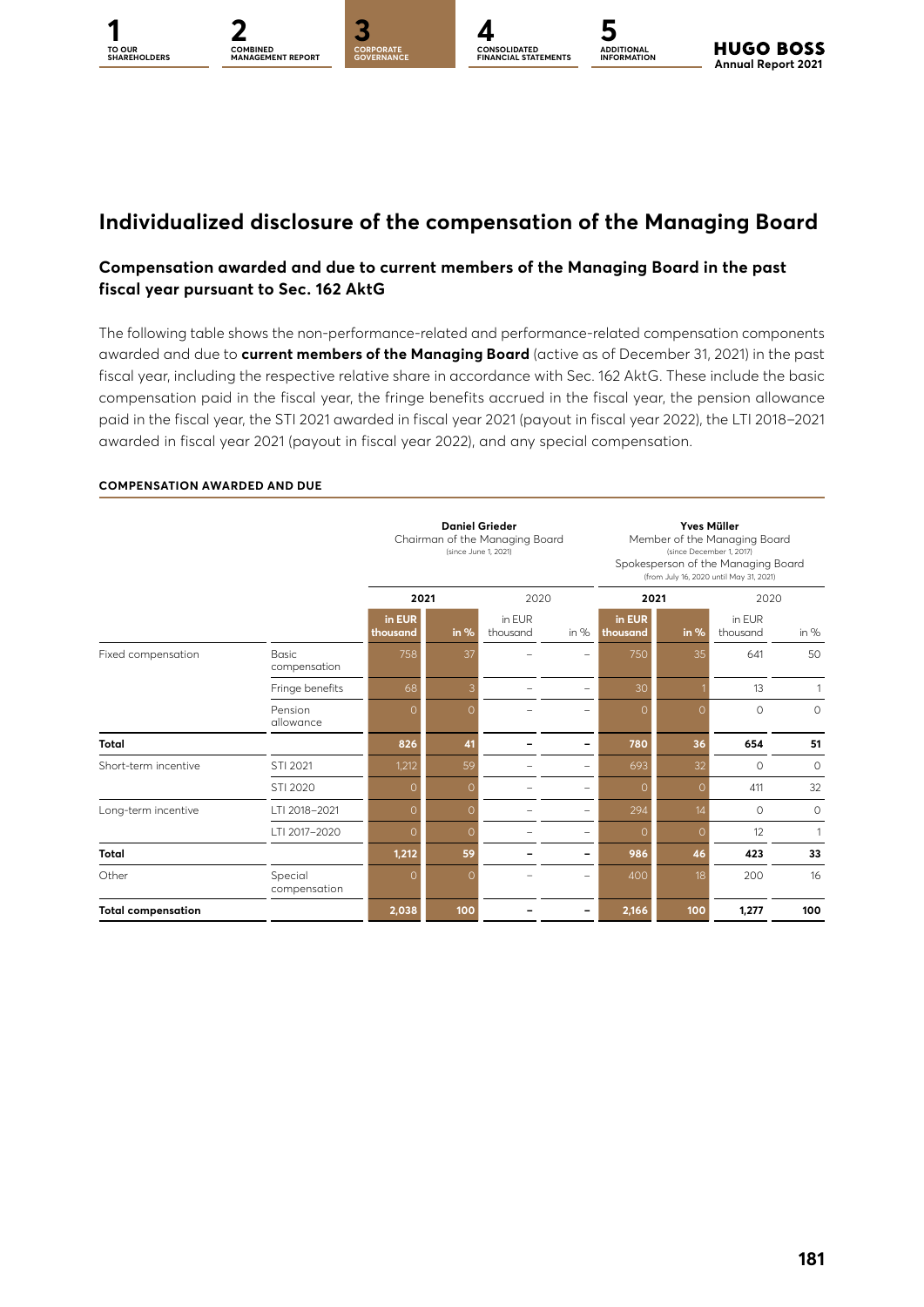# Individualized disclosure of the compensation of the Managing Board

## Compensation awarded and due to current members of the Managing Board in the past fiscal year pursuant to Sec. 162 AktG

The following table shows the non-performance-related and performance-related compensation components awarded and due to **current members of the Managing Board** (active as of December 31, 2021) in the past fiscal year, including the respective relative share in accordance with Sec. 162 AktG. These include the basic compensation paid in the fiscal year, the fringe benefits accrued in the fiscal year, the pension allowance paid in the fiscal year, the STI 2021 awarded in fiscal year 2021 (payout in fiscal year 2022), the LTI 2018–2021 awarded in fiscal year 2021 (payout in fiscal year 2022), and any special compensation.

**COMPENSATION AWARDED AND DUE**

| | | **Daniel Grieder** Chairman of the Managing Board (since June 1, 2021) | | | | **Yves Müller** Member of the Managing Board (since December 1, 2017) Spokesperson of the Managing Board (from July 16, 2020 until May 31, 2021) | | | |
|---|---|---|---|---|---|---|---|---|---|
| | | **2021** | | 2020 | | **2021** | | 2020 | |
| | | **in EUR thousand** | **in %** | in EUR thousand | in % | **in EUR thousand** | **in %** | in EUR thousand | in % |
| Fixed compensation | Basic compensation | 758 | 37 | – | – | 750 | 35 | 641 | 50 |
| | Fringe benefits | 68 | 3 | – | – | 30 | 1 | 13 | 1 |
| | Pension allowance | 0 | 0 | – | – | 0 | 0 | 0 | 0 |
| **Total** | | **826** | **41** | **–** | **–** | **780** | **36** | **654** | **51** |
| Short-term incentive | STI 2021 | 1,212 | 59 | – | – | 693 | 32 | 0 | 0 |
| | STI 2020 | 0 | 0 | – | – | 0 | 0 | 411 | 32 |
| Long-term incentive | LTI 2018–2021 | 0 | 0 | – | – | 294 | 14 | 0 | 0 |
| | LTI 2017–2020 | 0 | 0 | – | – | 0 | 0 | 12 | 1 |
| **Total** | | **1,212** | **59** | **–** | **–** | **986** | **46** | **423** | **33** |
| Other | Special compensation | 0 | 0 | – | – | 400 | 18 | 200 | 16 |
| **Total compensation** | | **2,038** | **100** | **–** | **–** | **2,166** | **100** | **1,277** | **100** |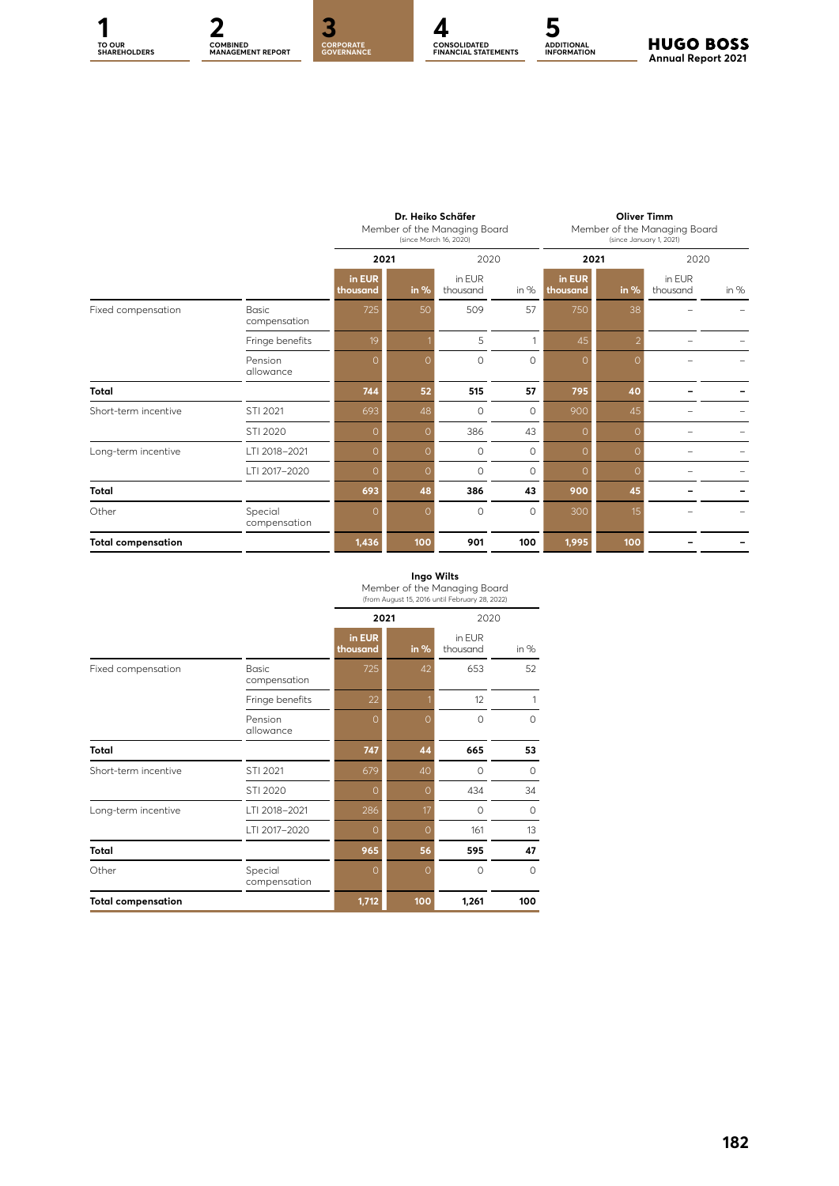| | | Dr. Heiko Schäfer Member of the Managing Board (since March 16, 2020) | | | | Oliver Timm Member of the Managing Board (since January 1, 2021) | | | |
|---|---|---|---|---|---|---|---|---|---|
| | | 2021 | | 2020 | | 2021 | | 2020 | |
| | | in EUR thousand | in % | in EUR thousand | in % | in EUR thousand | in % | in EUR thousand | in % |
| Fixed compensation | Basic compensation | 725 | 50 | 509 | 57 | 750 | 38 | – | – |
| | Fringe benefits | 19 | 1 | 5 | 1 | 45 | 2 | – | – |
| | Pension allowance | 0 | 0 | 0 | 0 | 0 | 0 | – | – |
| **Total** | | **744** | **52** | **515** | **57** | **795** | **40** | **–** | **–** |
| Short-term incentive | STI 2021 | 693 | 48 | 0 | 0 | 900 | 45 | – | – |
| | STI 2020 | 0 | 0 | 386 | 43 | 0 | 0 | – | – |
| Long-term incentive | LTI 2018–2021 | 0 | 0 | 0 | 0 | 0 | 0 | – | – |
| | LTI 2017–2020 | 0 | 0 | 0 | 0 | 0 | 0 | – | – |
| **Total** | | **693** | **48** | **386** | **43** | **900** | **45** | **–** | **–** |
| Other | Special compensation | 0 | 0 | 0 | 0 | 300 | 15 | – | – |
| **Total compensation** | | **1,436** | **100** | **901** | **100** | **1,995** | **100** | **–** | **–** |

| | | Ingo Wilts Member of the Managing Board (from August 15, 2016 until February 28, 2022) | | | |
|---|---|---|---|---|---|
| | | 2021 | | 2020 | |
| | | in EUR thousand | in % | in EUR thousand | in % |
| Fixed compensation | Basic compensation | 725 | 42 | 653 | 52 |
| | Fringe benefits | 22 | 1 | 12 | 1 |
| | Pension allowance | 0 | 0 | 0 | 0 |
| **Total** | | **747** | **44** | **665** | **53** |
| Short-term incentive | STI 2021 | 679 | 40 | 0 | 0 |
| | STI 2020 | 0 | 0 | 434 | 34 |
| Long-term incentive | LTI 2018–2021 | 286 | 17 | 0 | 0 |
| | LTI 2017–2020 | 0 | 0 | 161 | 13 |
| **Total** | | **965** | **56** | **595** | **47** |
| Other | Special compensation | 0 | 0 | 0 | 0 |
| **Total compensation** | | **1,712** | **100** | **1,261** | **100** |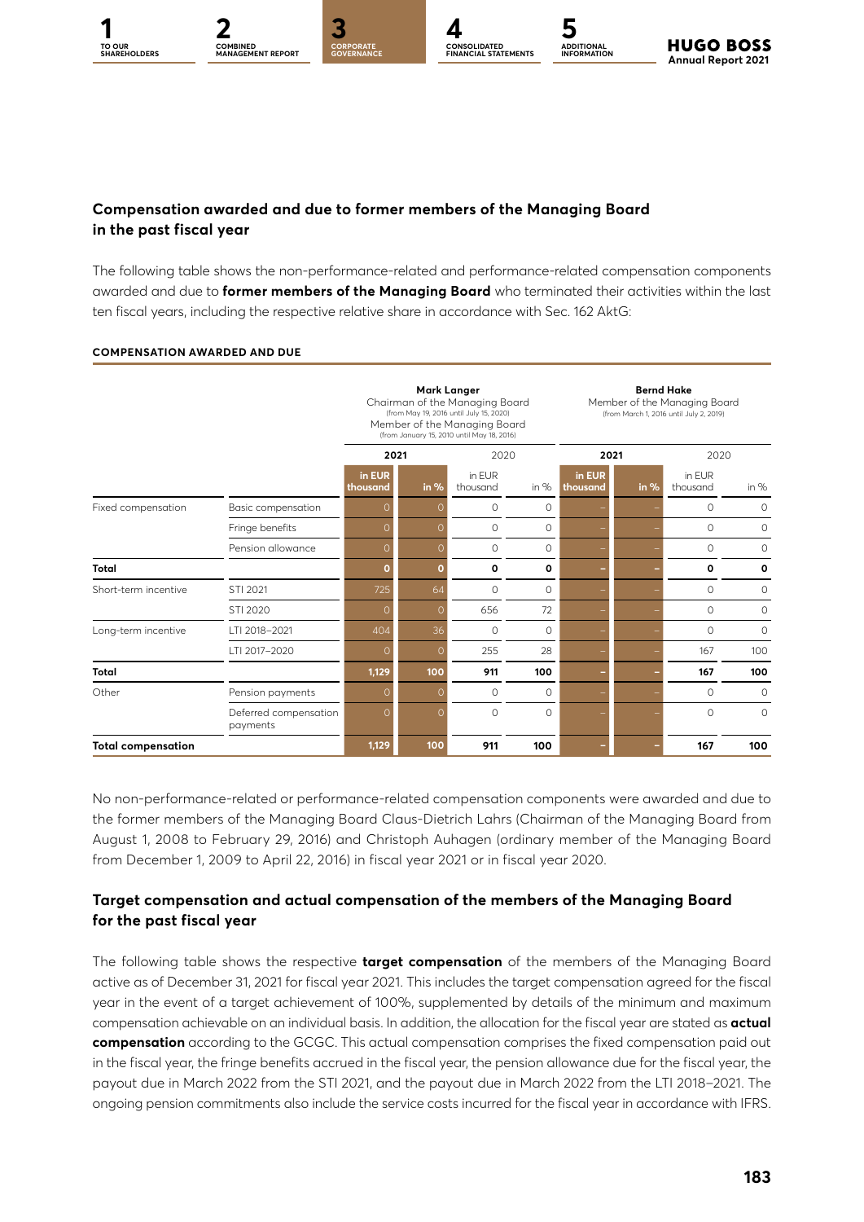## Compensation awarded and due to former members of the Managing Board in the past fiscal year

The following table shows the non-performance-related and performance-related compensation components awarded and due to **former members of the Managing Board** who terminated their activities within the last ten fiscal years, including the respective relative share in accordance with Sec. 162 AktG:

**COMPENSATION AWARDED AND DUE**

| | | **Mark Langer** Chairman of the Managing Board (from May 19, 2016 until July 15, 2020) Member of the Managing Board (from January 15, 2010 until May 18, 2016) | | | | **Bernd Hake** Member of the Managing Board (from March 1, 2016 until July 2, 2019) | | | |
|---|---|---|---|---|---|---|---|---|---|
| | | **2021** | | 2020 | | **2021** | | 2020 | |
| | | **in EUR thousand** | **in %** | in EUR thousand | in % | **in EUR thousand** | **in %** | in EUR thousand | in % |
| Fixed compensation | Basic compensation | 0 | 0 | 0 | 0 | – | – | 0 | 0 |
| | Fringe benefits | 0 | 0 | 0 | 0 | – | – | 0 | 0 |
| | Pension allowance | 0 | 0 | 0 | 0 | – | – | 0 | 0 |
| **Total** | | **0** | **0** | **0** | **0** | **–** | **–** | **0** | **0** |
| Short-term incentive | STI 2021 | 725 | 64 | 0 | 0 | – | – | 0 | 0 |
| | STI 2020 | 0 | 0 | 656 | 72 | – | – | 0 | 0 |
| Long-term incentive | LTI 2018–2021 | 404 | 36 | 0 | 0 | – | – | 0 | 0 |
| | LTI 2017–2020 | 0 | 0 | 255 | 28 | – | – | 167 | 100 |
| **Total** | | **1,129** | **100** | **911** | **100** | **–** | **–** | **167** | **100** |
| Other | Pension payments | 0 | 0 | 0 | 0 | – | – | 0 | 0 |
| | Deferred compensation payments | 0 | 0 | 0 | 0 | – | – | 0 | 0 |
| **Total compensation** | | **1,129** | **100** | **911** | **100** | **–** | **–** | **167** | **100** |

No non-performance-related or performance-related compensation components were awarded and due to the former members of the Managing Board Claus-Dietrich Lahrs (Chairman of the Managing Board from August 1, 2008 to February 29, 2016) and Christoph Auhagen (ordinary member of the Managing Board from December 1, 2009 to April 22, 2016) in fiscal year 2021 or in fiscal year 2020.

## Target compensation and actual compensation of the members of the Managing Board for the past fiscal year

The following table shows the respective **target compensation** of the members of the Managing Board active as of December 31, 2021 for fiscal year 2021. This includes the target compensation agreed for the fiscal year in the event of a target achievement of 100%, supplemented by details of the minimum and maximum compensation achievable on an individual basis. In addition, the allocation for the fiscal year are stated as **actual compensation** according to the GCGC. This actual compensation comprises the fixed compensation paid out in the fiscal year, the fringe benefits accrued in the fiscal year, the pension allowance due for the fiscal year, the payout due in March 2022 from the STI 2021, and the payout due in March 2022 from the LTI 2018–2021. The ongoing pension commitments also include the service costs incurred for the fiscal year in accordance with IFRS.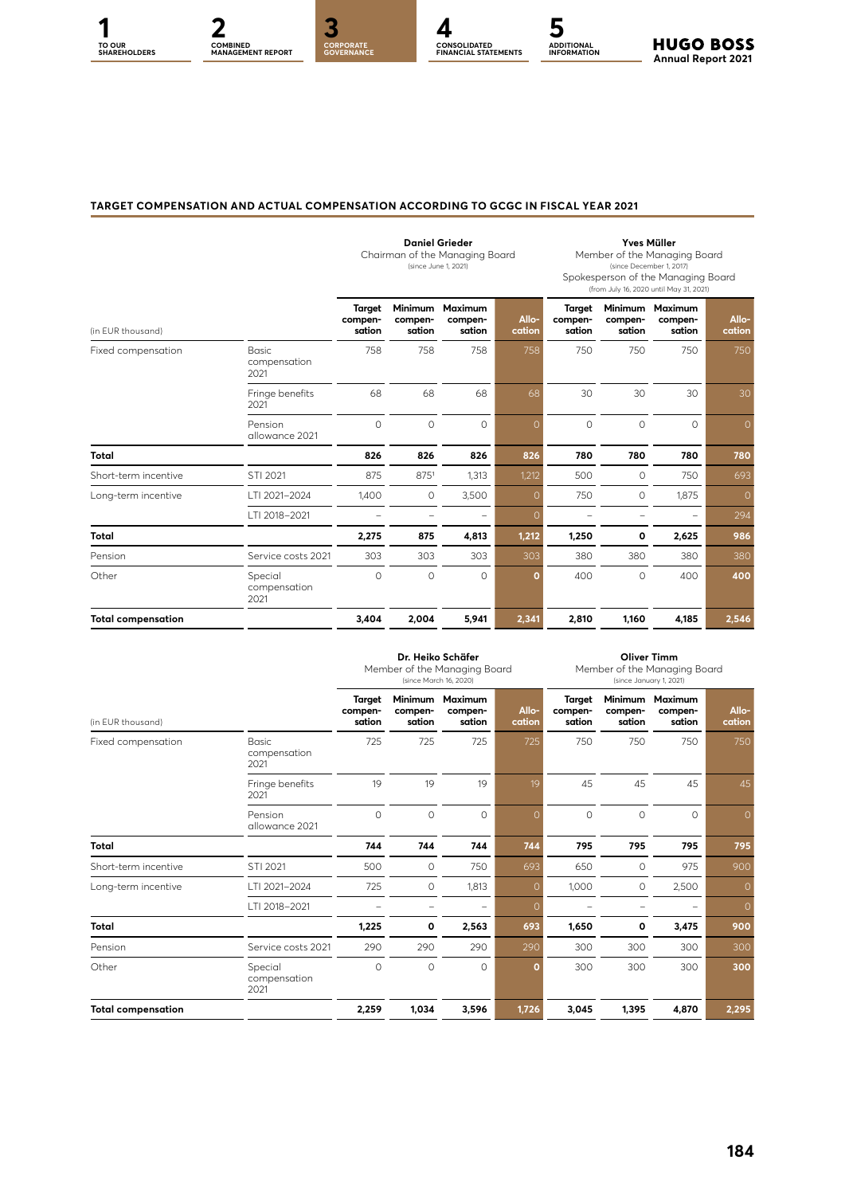### TARGET COMPENSATION AND ACTUAL COMPENSATION ACCORDING TO GCGC IN FISCAL YEAR 2021

| | | Daniel Grieder Chairman of the Managing Board (since June 1, 2021) | | | | Yves Müller Member of the Managing Board (since December 1, 2017) Spokesperson of the Managing Board (from July 16, 2020 until May 31, 2021) | | | |
|---|---|---|---|---|---|---|---|---|---|
| (in EUR thousand) | | Target compen-sation | Minimum compen-sation | Maximum compen-sation | Allo-cation | Target compen-sation | Minimum compen-sation | Maximum compen-sation | Allo-cation |
| Fixed compensation | Basic compensation 2021 | 758 | 758 | 758 | 758 | 750 | 750 | 750 | 750 |
| | Fringe benefits 2021 | 68 | 68 | 68 | 68 | 30 | 30 | 30 | 30 |
| | Pension allowance 2021 | 0 | 0 | 0 | 0 | 0 | 0 | 0 | 0 |
| **Total** | | **826** | **826** | **826** | **826** | **780** | **780** | **780** | **780** |
| Short-term incentive | STI 2021 | 875 | 875[1] | 1,313 | 1,212 | 500 | 0 | 750 | 693 |
| Long-term incentive | LTI 2021–2024 | 1,400 | 0 | 3,500 | 0 | 750 | 0 | 1,875 | 0 |
| | LTI 2018–2021 | – | – | – | 0 | – | – | – | 294 |
| **Total** | | **2,275** | **875** | **4,813** | **1,212** | **1,250** | **0** | **2,625** | **986** |
| Pension | Service costs 2021 | 303 | 303 | 303 | 303 | 380 | 380 | 380 | 380 |
| Other | Special compensation 2021 | 0 | 0 | 0 | **0** | 400 | 0 | 400 | **400** |
| **Total compensation** | | **3,404** | **2,004** | **5,941** | **2,341** | **2,810** | **1,160** | **4,185** | **2,546** |

| | | Dr. Heiko Schäfer Member of the Managing Board (since March 16, 2020) | | | | Oliver Timm Member of the Managing Board (since January 1, 2021) | | | |
|---|---|---|---|---|---|---|---|---|---|
| (in EUR thousand) | | Target compen-sation | Minimum compen-sation | Maximum compen-sation | Allo-cation | Target compen-sation | Minimum compen-sation | Maximum compen-sation | Allo-cation |
| Fixed compensation | Basic compensation 2021 | 725 | 725 | 725 | 725 | 750 | 750 | 750 | 750 |
| | Fringe benefits 2021 | 19 | 19 | 19 | 19 | 45 | 45 | 45 | 45 |
| | Pension allowance 2021 | 0 | 0 | 0 | 0 | 0 | 0 | 0 | 0 |
| **Total** | | **744** | **744** | **744** | **744** | **795** | **795** | **795** | **795** |
| Short-term incentive | STI 2021 | 500 | 0 | 750 | 693 | 650 | 0 | 975 | 900 |
| Long-term incentive | LTI 2021–2024 | 725 | 0 | 1,813 | 0 | 1,000 | 0 | 2,500 | 0 |
| | LTI 2018–2021 | – | – | – | 0 | – | – | – | 0 |
| **Total** | | **1,225** | **0** | **2,563** | **693** | **1,650** | **0** | **3,475** | **900** |
| Pension | Service costs 2021 | 290 | 290 | 290 | 290 | 300 | 300 | 300 | 300 |
| Other | Special compensation 2021 | 0 | 0 | 0 | **0** | 300 | 300 | 300 | **300** |
| **Total compensation** | | **2,259** | **1,034** | **3,596** | **1,726** | **3,045** | **1,395** | **4,870** | **2,295** |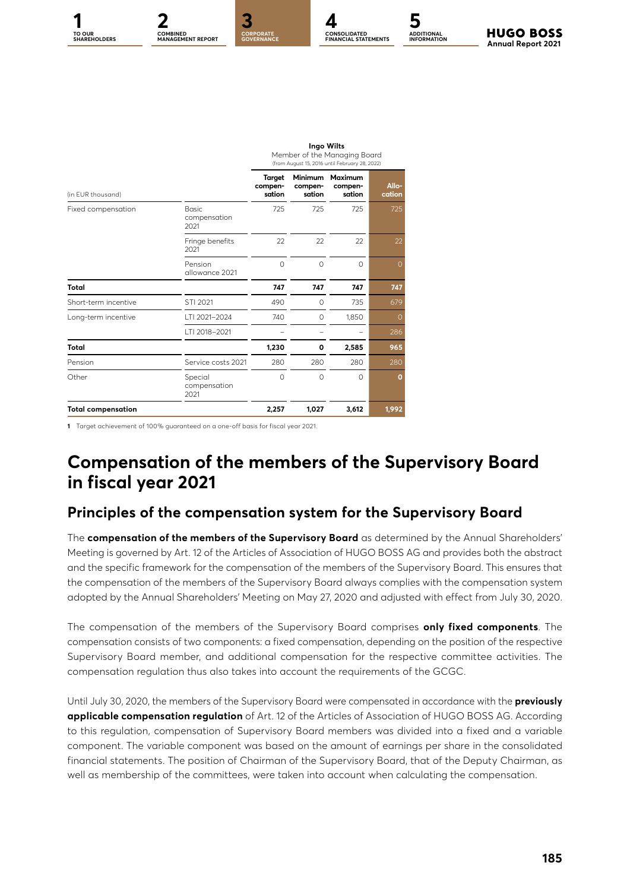| (in EUR thousand) | | Ingo Wilts Member of the Managing Board (from August 15, 2016 until February 28, 2022) | | | |
|---|---|---|---|---|---|
| | | Target compen-sation | Minimum compen-sation | Maximum compen-sation | Allo-cation |
| Fixed compensation | Basic compensation 2021 | 725 | 725 | 725 | 725 |
| | Fringe benefits 2021 | 22 | 22 | 22 | 22 |
| | Pension allowance 2021 | 0 | 0 | 0 | 0 |
| **Total** | | **747** | **747** | **747** | **747** |
| Short-term incentive | STI 2021 | 490 | 0 | 735 | 679 |
| Long-term incentive | LTI 2021–2024 | 740 | 0 | 1,850 | 0 |
| | LTI 2018–2021 | – | – | – | 286 |
| **Total** | | **1,230** | **0** | **2,585** | **965** |
| Pension | Service costs 2021 | 280 | 280 | 280 | 280 |
| Other | Special compensation 2021 | 0 | 0 | 0 | **0** |
| **Total compensation** | | **2,257** | **1,027** | **3,612** | **1,992** |

**1** Target achievement of 100% guaranteed on a one-off basis for fiscal year 2021.

# Compensation of the members of the Supervisory Board in fiscal year 2021

## Principles of the compensation system for the Supervisory Board

The **compensation of the members of the Supervisory Board** as determined by the Annual Shareholders' Meeting is governed by Art. 12 of the Articles of Association of HUGO BOSS AG and provides both the abstract and the specific framework for the compensation of the members of the Supervisory Board. This ensures that the compensation of the members of the Supervisory Board always complies with the compensation system adopted by the Annual Shareholders' Meeting on May 27, 2020 and adjusted with effect from July 30, 2020.

The compensation of the members of the Supervisory Board comprises **only fixed components**. The compensation consists of two components: a fixed compensation, depending on the position of the respective Supervisory Board member, and additional compensation for the respective committee activities. The compensation regulation thus also takes into account the requirements of the GCGC.

Until July 30, 2020, the members of the Supervisory Board were compensated in accordance with the **previously applicable compensation regulation** of Art. 12 of the Articles of Association of HUGO BOSS AG. According to this regulation, compensation of Supervisory Board members was divided into a fixed and a variable component. The variable component was based on the amount of earnings per share in the consolidated financial statements. The position of Chairman of the Supervisory Board, that of the Deputy Chairman, as well as membership of the committees, were taken into account when calculating the compensation.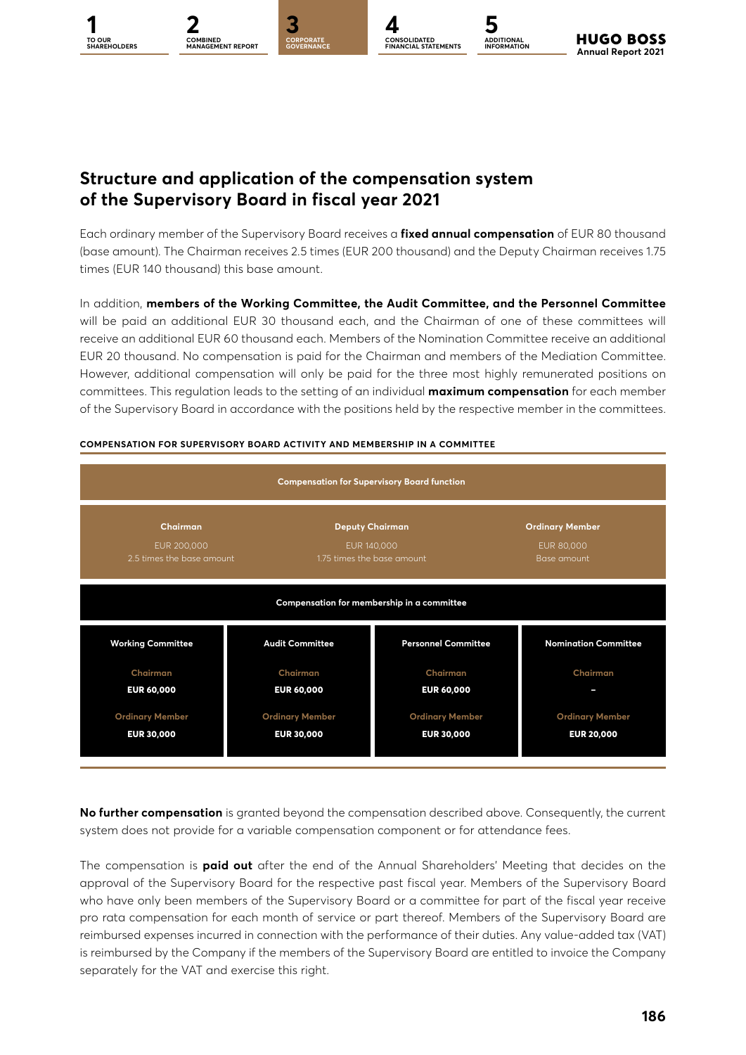## Structure and application of the compensation system of the Supervisory Board in fiscal year 2021

Each ordinary member of the Supervisory Board receives a **fixed annual compensation** of EUR 80 thousand (base amount). The Chairman receives 2.5 times (EUR 200 thousand) and the Deputy Chairman receives 1.75 times (EUR 140 thousand) this base amount.

In addition, **members of the Working Committee, the Audit Committee, and the Personnel Committee** will be paid an additional EUR 30 thousand each, and the Chairman of one of these committees will receive an additional EUR 60 thousand each. Members of the Nomination Committee receive an additional EUR 20 thousand. No compensation is paid for the Chairman and members of the Mediation Committee. However, additional compensation will only be paid for the three most highly remunerated positions on committees. This regulation leads to the setting of an individual **maximum compensation** for each member of the Supervisory Board in accordance with the positions held by the respective member in the committees.

**COMPENSATION FOR SUPERVISORY BOARD ACTIVITY AND MEMBERSHIP IN A COMMITTEE**

| Compensation for Supervisory Board function | | |
|---|---|---|
| **Chairman** | **Deputy Chairman** | **Ordinary Member** |
| EUR 200,000<br>2.5 times the base amount | EUR 140,000<br>1.75 times the base amount | EUR 80,000<br>Base amount |

| Compensation for membership in a committee | | | |
|---|---|---|---|
| **Working Committee** | **Audit Committee** | **Personnel Committee** | **Nomination Committee** |
| Chairman: **EUR 60,000** | Chairman: **EUR 60,000** | Chairman: **EUR 60,000** | Chairman: – |
| Ordinary Member: **EUR 30,000** | Ordinary Member: **EUR 30,000** | Ordinary Member: **EUR 30,000** | Ordinary Member: **EUR 20,000** |

**No further compensation** is granted beyond the compensation described above. Consequently, the current system does not provide for a variable compensation component or for attendance fees.

The compensation is **paid out** after the end of the Annual Shareholders' Meeting that decides on the approval of the Supervisory Board for the respective past fiscal year. Members of the Supervisory Board who have only been members of the Supervisory Board or a committee for part of the fiscal year receive pro rata compensation for each month of service or part thereof. Members of the Supervisory Board are reimbursed expenses incurred in connection with the performance of their duties. Any value-added tax (VAT) is reimbursed by the Company if the members of the Supervisory Board are entitled to invoice the Company separately for the VAT and exercise this right.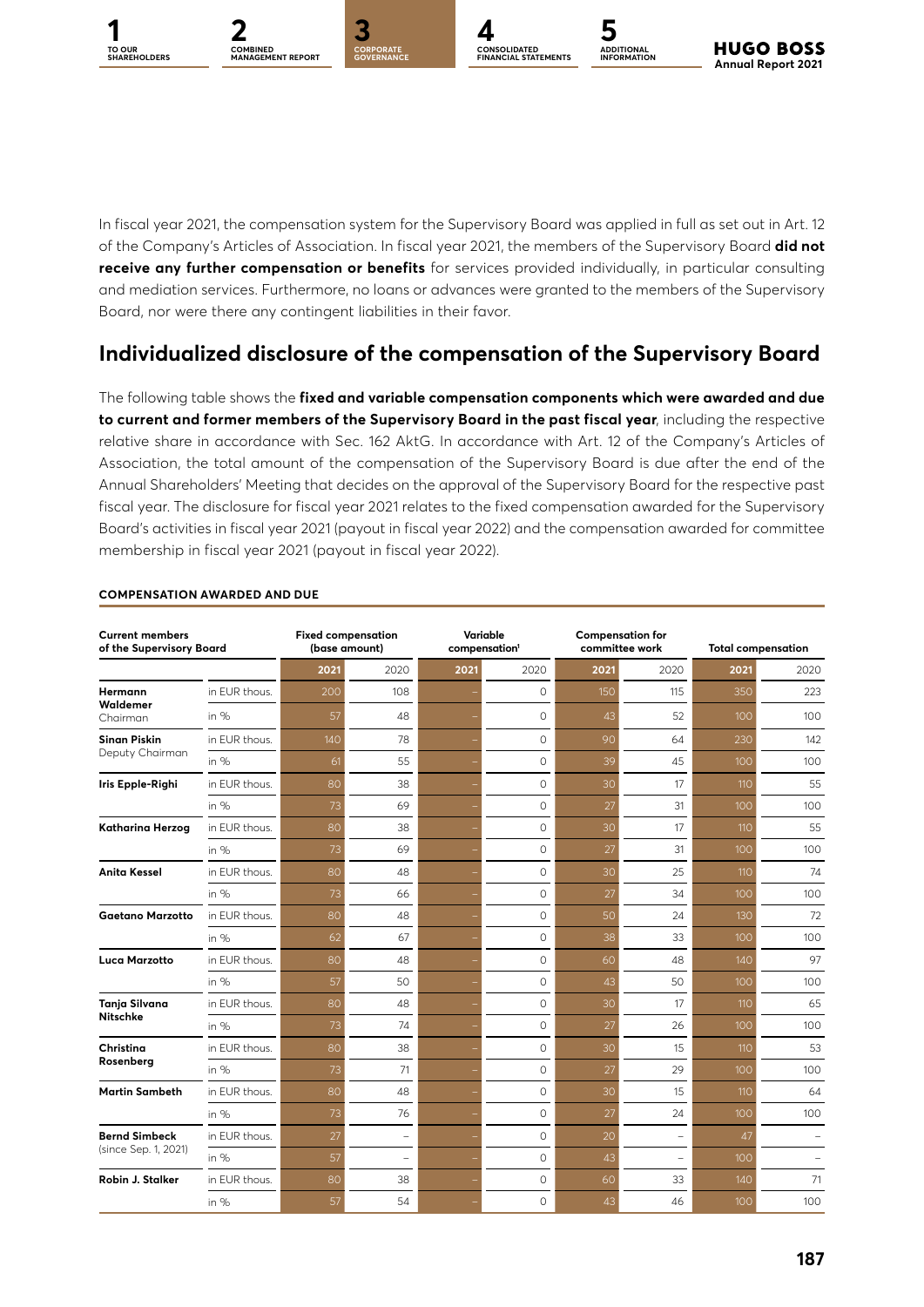In fiscal year 2021, the compensation system for the Supervisory Board was applied in full as set out in Art. 12 of the Company's Articles of Association. In fiscal year 2021, the members of the Supervisory Board **did not receive any further compensation or benefits** for services provided individually, in particular consulting and mediation services. Furthermore, no loans or advances were granted to the members of the Supervisory Board, nor were there any contingent liabilities in their favor.

## Individualized disclosure of the compensation of the Supervisory Board

The following table shows the **fixed and variable compensation components which were awarded and due to current and former members of the Supervisory Board in the past fiscal year**, including the respective relative share in accordance with Sec. 162 AktG. In accordance with Art. 12 of the Company's Articles of Association, the total amount of the compensation of the Supervisory Board is due after the end of the Annual Shareholders' Meeting that decides on the approval of the Supervisory Board for the respective past fiscal year. The disclosure for fiscal year 2021 relates to the fixed compensation awarded for the Supervisory Board's activities in fiscal year 2021 (payout in fiscal year 2022) and the compensation awarded for committee membership in fiscal year 2021 (payout in fiscal year 2022).

**COMPENSATION AWARDED AND DUE**

| Current members of the Supervisory Board | | Fixed compensation (base amount) | | Variable compensation[1] | | Compensation for committee work | | Total compensation | |
|---|---|---|---|---|---|---|---|---|---|
| | | 2021 | 2020 | 2021 | 2020 | 2021 | 2020 | 2021 | 2020 |
| **Hermann Waldemer** Chairman | in EUR thous. | 200 | 108 | – | 0 | 150 | 115 | 350 | 223 |
| | in % | 57 | 48 | – | 0 | 43 | 52 | 100 | 100 |
| **Sinan Piskin** Deputy Chairman | in EUR thous. | 140 | 78 | – | 0 | 90 | 64 | 230 | 142 |
| | in % | 61 | 55 | – | 0 | 39 | 45 | 100 | 100 |
| **Iris Epple-Righi** | in EUR thous. | 80 | 38 | – | 0 | 30 | 17 | 110 | 55 |
| | in % | 73 | 69 | – | 0 | 27 | 31 | 100 | 100 |
| **Katharina Herzog** | in EUR thous. | 80 | 38 | – | 0 | 30 | 17 | 110 | 55 |
| | in % | 73 | 69 | – | 0 | 27 | 31 | 100 | 100 |
| **Anita Kessel** | in EUR thous. | 80 | 48 | – | 0 | 30 | 25 | 110 | 74 |
| | in % | 73 | 66 | – | 0 | 27 | 34 | 100 | 100 |
| **Gaetano Marzotto** | in EUR thous. | 80 | 48 | – | 0 | 50 | 24 | 130 | 72 |
| | in % | 62 | 67 | – | 0 | 38 | 33 | 100 | 100 |
| **Luca Marzotto** | in EUR thous. | 80 | 48 | – | 0 | 60 | 48 | 140 | 97 |
| | in % | 57 | 50 | – | 0 | 43 | 50 | 100 | 100 |
| **Tanja Silvana Nitschke** | in EUR thous. | 80 | 48 | – | 0 | 30 | 17 | 110 | 65 |
| | in % | 73 | 74 | – | 0 | 27 | 26 | 100 | 100 |
| **Christina Rosenberg** | in EUR thous. | 80 | 38 | – | 0 | 30 | 15 | 110 | 53 |
| | in % | 73 | 71 | – | 0 | 27 | 29 | 100 | 100 |
| **Martin Sambeth** | in EUR thous. | 80 | 48 | – | 0 | 30 | 15 | 110 | 64 |
| | in % | 73 | 76 | – | 0 | 27 | 24 | 100 | 100 |
| **Bernd Simbeck** (since Sep. 1, 2021) | in EUR thous. | 27 | – | – | 0 | 20 | – | 47 | – |
| | in % | 57 | – | – | 0 | 43 | – | 100 | – |
| **Robin J. Stalker** | in EUR thous. | 80 | 38 | – | 0 | 60 | 33 | 140 | 71 |
| | in % | 57 | 54 | – | 0 | 43 | 46 | 100 | 100 |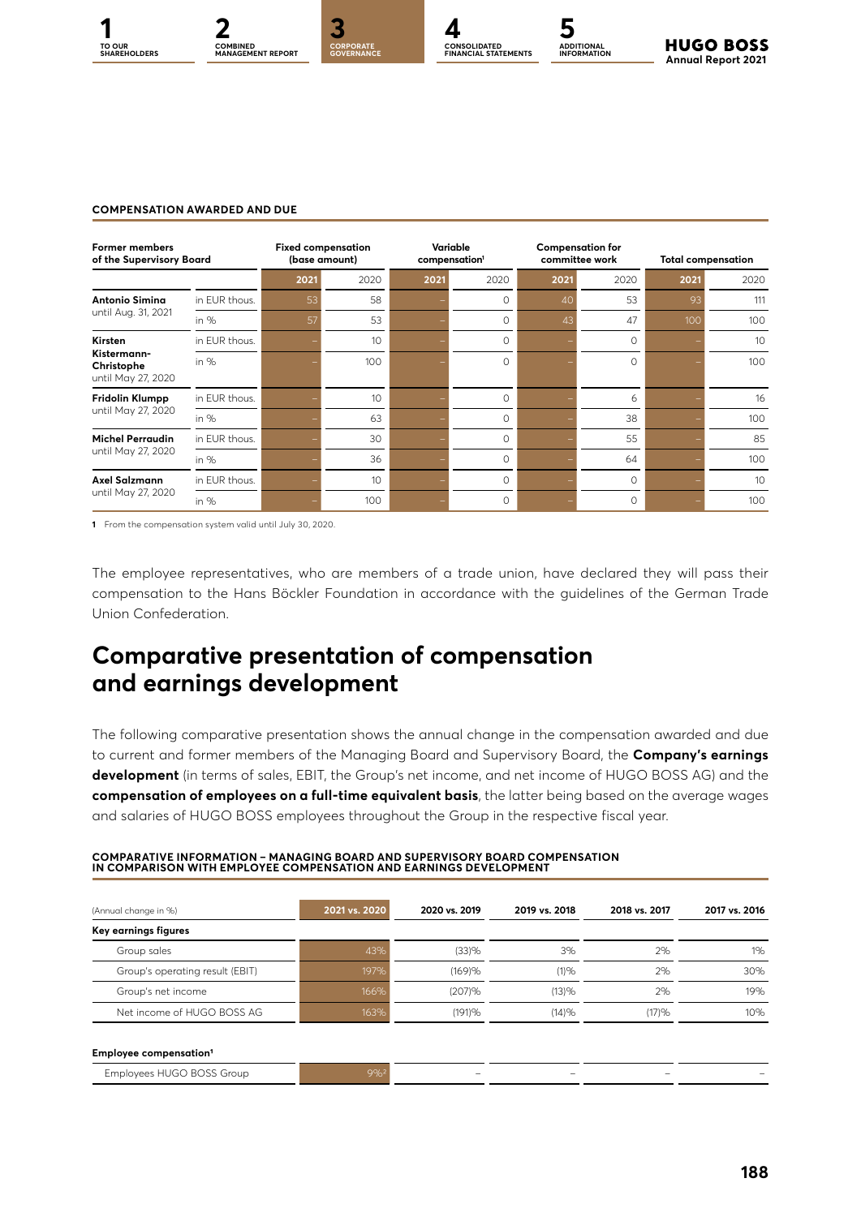**COMPENSATION AWARDED AND DUE**

| Former members of the Supervisory Board | | Fixed compensation (base amount) | | Variable compensation[1] | | Compensation for committee work | | Total compensation | |
|---|---|---|---|---|---|---|---|---|---|
| | | 2021 | 2020 | 2021 | 2020 | 2021 | 2020 | 2021 | 2020 |
| **Antonio Simina** until Aug. 31, 2021 | in EUR thous. | 53 | 58 | – | 0 | 40 | 53 | 93 | 111 |
| | in % | 57 | 53 | – | 0 | 43 | 47 | 100 | 100 |
| **Kirsten Kistermann-Christophe** until May 27, 2020 | in EUR thous. | – | 10 | – | 0 | – | 0 | – | 10 |
| | in % | – | 100 | – | 0 | – | 0 | – | 100 |
| **Fridolin Klumpp** until May 27, 2020 | in EUR thous. | – | 10 | – | 0 | – | 6 | – | 16 |
| | in % | – | 63 | – | 0 | – | 38 | – | 100 |
| **Michel Perraudin** until May 27, 2020 | in EUR thous. | – | 30 | – | 0 | – | 55 | – | 85 |
| | in % | – | 36 | – | 0 | – | 64 | – | 100 |
| **Axel Salzmann** until May 27, 2020 | in EUR thous. | – | 10 | – | 0 | – | 0 | – | 10 |
| | in % | – | 100 | – | 0 | – | 0 | – | 100 |

1 From the compensation system valid until July 30, 2020.

The employee representatives, who are members of a trade union, have declared they will pass their compensation to the Hans Böckler Foundation in accordance with the guidelines of the German Trade Union Confederation.

# Comparative presentation of compensation and earnings development

The following comparative presentation shows the annual change in the compensation awarded and due to current and former members of the Managing Board and Supervisory Board, the **Company's earnings development** (in terms of sales, EBIT, the Group's net income, and net income of HUGO BOSS AG) and the **compensation of employees on a full-time equivalent basis**, the latter being based on the average wages and salaries of HUGO BOSS employees throughout the Group in the respective fiscal year.

**COMPARATIVE INFORMATION – MANAGING BOARD AND SUPERVISORY BOARD COMPENSATION IN COMPARISON WITH EMPLOYEE COMPENSATION AND EARNINGS DEVELOPMENT**

| (Annual change in %) | 2021 vs. 2020 | 2020 vs. 2019 | 2019 vs. 2018 | 2018 vs. 2017 | 2017 vs. 2016 |
|---|---|---|---|---|---|
| **Key earnings figures** | | | | | |
| Group sales | 43% | (33)% | 3% | 2% | 1% |
| Group's operating result (EBIT) | 197% | (169)% | (1)% | 2% | 30% |
| Group's net income | 166% | (207)% | (13)% | 2% | 19% |
| Net income of HUGO BOSS AG | 163% | (191)% | (14)% | (17)% | 10% |
| **Employee compensation[1]** | | | | | |
| Employees HUGO BOSS Group | 9%[2] | – | – | – | – |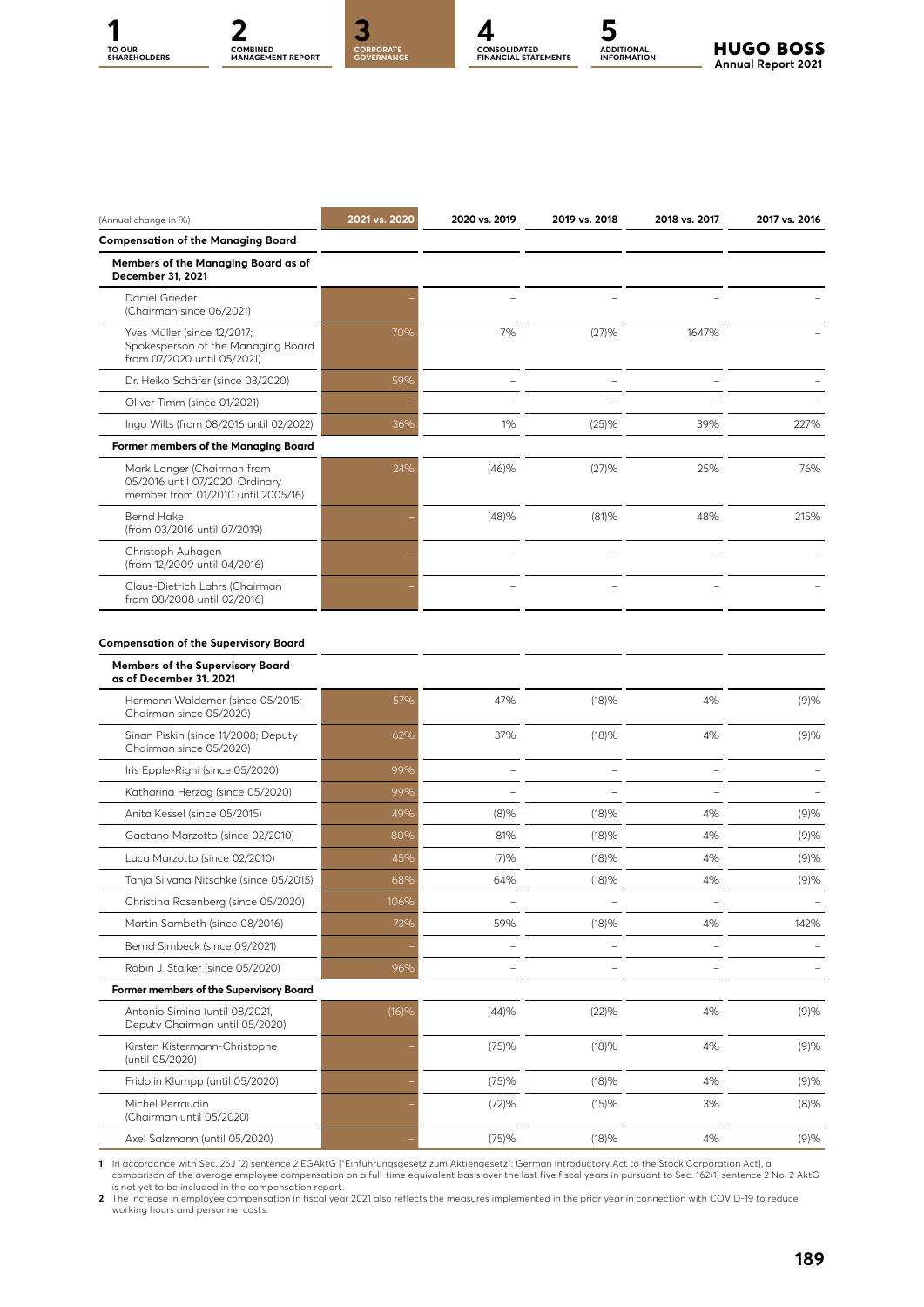| (Annual change in %) | 2021 vs. 2020 | 2020 vs. 2019 | 2019 vs. 2018 | 2018 vs. 2017 | 2017 vs. 2016 |
|---|---|---|---|---|---|
| **Compensation of the Managing Board** | | | | | |
| **Members of the Managing Board as of December 31, 2021** | | | | | |
| Daniel Grieder (Chairman since 06/2021) | – | – | – | – | – |
| Yves Müller (since 12/2017; Spokesperson of the Managing Board from 07/2020 until 05/2021) | 70% | 7% | (27)% | 1647% | – |
| Dr. Heiko Schäfer (since 03/2020) | 59% | – | – | – | – |
| Oliver Timm (since 01/2021) | – | – | – | – | – |
| Ingo Wilts (from 08/2016 until 02/2022) | 36% | 1% | (25)% | 39% | 227% |
| **Former members of the Managing Board** | | | | | |
| Mark Langer (Chairman from 05/2016 until 07/2020, Ordinary member from 01/2010 until 2005/16) | 24% | (46)% | (27)% | 25% | 76% |
| Bernd Hake (from 03/2016 until 07/2019) | – | (48)% | (81)% | 48% | 215% |
| Christoph Auhagen (from 12/2009 until 04/2016) | – | – | – | – | – |
| Claus-Dietrich Lahrs (Chairman from 08/2008 until 02/2016) | – | – | – | – | – |
| **Compensation of the Supervisory Board** | | | | | |
| **Members of the Supervisory Board as of December 31. 2021** | | | | | |
| Hermann Waldemer (since 05/2015; Chairman since 05/2020) | 57% | 47% | (18)% | 4% | (9)% |
| Sinan Piskin (since 11/2008; Deputy Chairman since 05/2020) | 62% | 37% | (18)% | 4% | (9)% |
| Iris Epple-Righi (since 05/2020) | 99% | – | – | – | – |
| Katharina Herzog (since 05/2020) | 99% | – | – | – | – |
| Anita Kessel (since 05/2015) | 49% | (8)% | (18)% | 4% | (9)% |
| Gaetano Marzotto (since 02/2010) | 80% | 81% | (18)% | 4% | (9)% |
| Luca Marzotto (since 02/2010) | 45% | (7)% | (18)% | 4% | (9)% |
| Tanja Silvana Nitschke (since 05/2015) | 68% | 64% | (18)% | 4% | (9)% |
| Christina Rosenberg (since 05/2020) | 106% | – | – | – | – |
| Martin Sambeth (since 08/2016) | 73% | 59% | (18)% | 4% | 142% |
| Bernd Simbeck (since 09/2021) | – | – | – | – | – |
| Robin J. Stalker (since 05/2020) | 96% | – | – | – | – |
| **Former members of the Supervisory Board** | | | | | |
| Antonio Simina (until 08/2021, Deputy Chairman until 05/2020) | (16)% | (44)% | (22)% | 4% | (9)% |
| Kirsten Kistermann-Christophe (until 05/2020) | – | (75)% | (18)% | 4% | (9)% |
| Fridolin Klumpp (until 05/2020) | – | (75)% | (18)% | 4% | (9)% |
| Michel Perraudin (Chairman until 05/2020) | – | (72)% | (15)% | 3% | (8)% |
| Axel Salzmann (until 05/2020) | – | (75)% | (18)% | 4% | (9)% |

**1** In accordance with Sec. 26J (2) sentence 2 EGAktG ["Einführungsgesetz zum Aktiengesetz": German Introductory Act to the Stock Corporation Act], a comparison of the average employee compensation on a full-time equivalent basis over the last five fiscal years in pursuant to Sec. 162(1) sentence 2 No. 2 AktG is not yet to be included in the compensation report.

**2** The increase in employee compensation in fiscal year 2021 also reflects the measures implemented in the prior year in connection with COVID-19 to reduce working hours and personnel costs.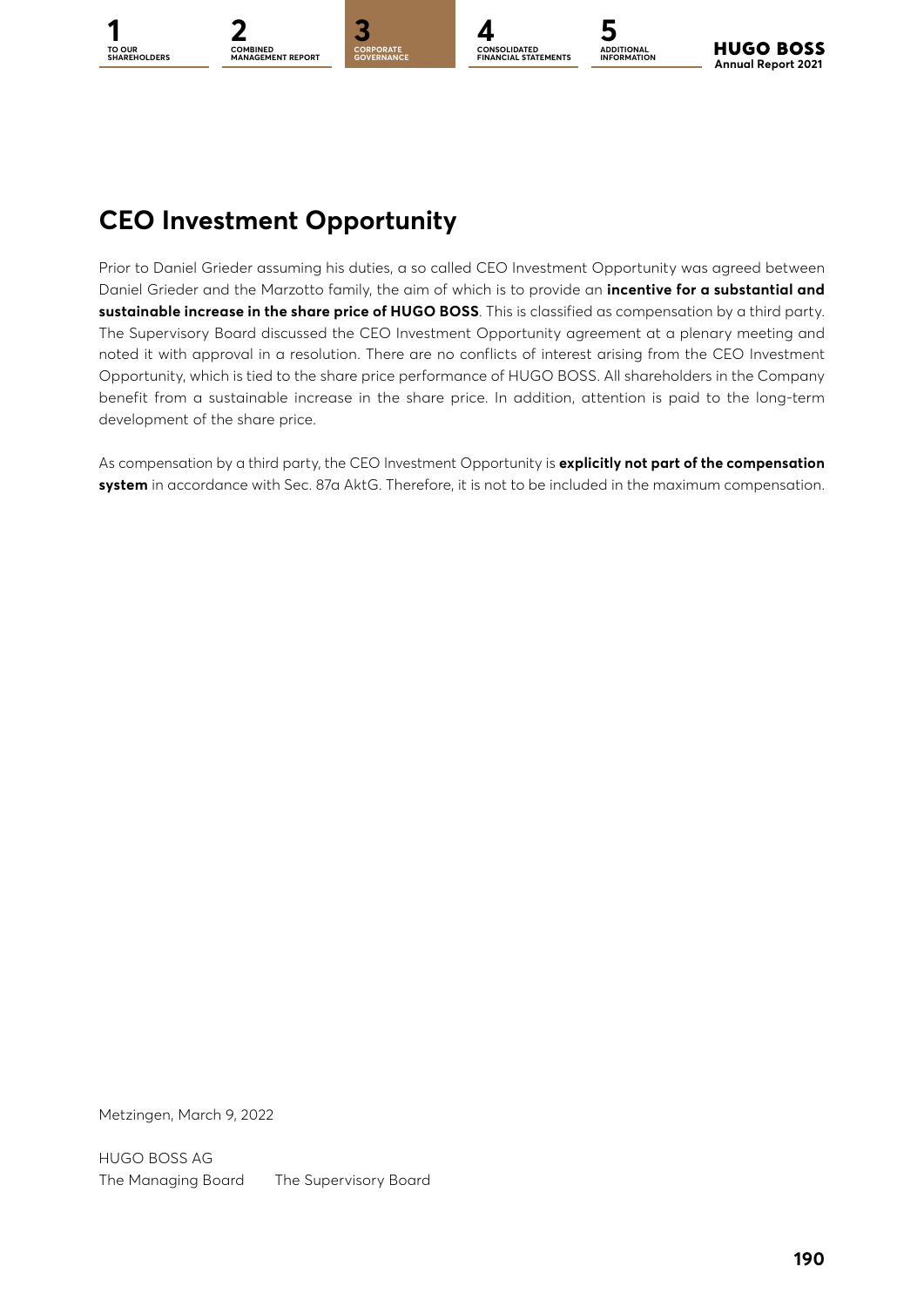## CEO Investment Opportunity

Prior to Daniel Grieder assuming his duties, a so called CEO Investment Opportunity was agreed between Daniel Grieder and the Marzotto family, the aim of which is to provide an **incentive for a substantial and sustainable increase in the share price of HUGO BOSS**. This is classified as compensation by a third party. The Supervisory Board discussed the CEO Investment Opportunity agreement at a plenary meeting and noted it with approval in a resolution. There are no conflicts of interest arising from the CEO Investment Opportunity, which is tied to the share price performance of HUGO BOSS. All shareholders in the Company benefit from a sustainable increase in the share price. In addition, attention is paid to the long-term development of the share price.

As compensation by a third party, the CEO Investment Opportunity is **explicitly not part of the compensation system** in accordance with Sec. 87a AktG. Therefore, it is not to be included in the maximum compensation.

Metzingen, March 9, 2022

HUGO BOSS AG
The Managing Board The Supervisory Board